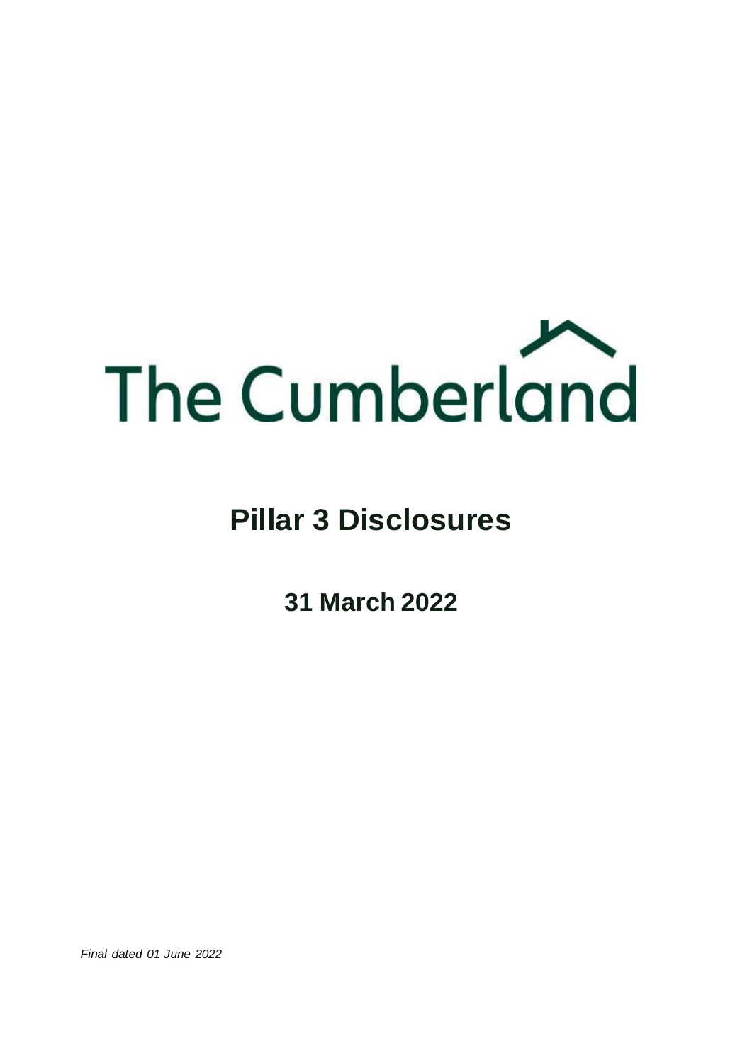The Cumberland

# Pillar 3 Disclosures

## 31 March 2022

*Final dated 01 June 2022*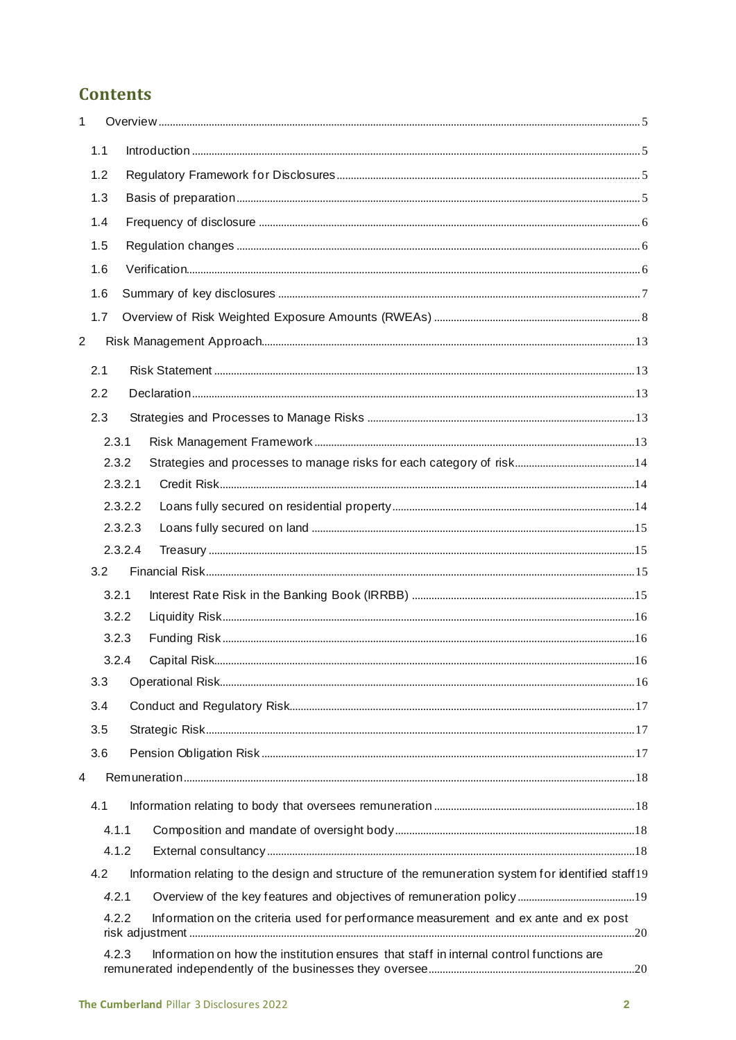# Contents

1 Overview ... 5

1.1 Introduction ... 5

1.2 Regulatory Framework for Disclosures ... 5

1.3 Basis of preparation ... 5

1.4 Frequency of disclosure ... 6

1.5 Regulation changes ... 6

1.6 Verification ... 6

1.6 Summary of key disclosures ... 7

1.7 Overview of Risk Weighted Exposure Amounts (RWEAs) ... 8

2 Risk Management Approach ... 13

2.1 Risk Statement ... 13

2.2 Declaration ... 13

2.3 Strategies and Processes to Manage Risks ... 13

2.3.1 Risk Management Framework ... 13

2.3.2 Strategies and processes to manage risks for each category of risk ... 14

2.3.2.1 Credit Risk ... 14

2.3.2.2 Loans fully secured on residential property ... 14

2.3.2.3 Loans fully secured on land ... 15

2.3.2.4 Treasury ... 15

3.2 Financial Risk ... 15

3.2.1 Interest Rate Risk in the Banking Book (IRRBB) ... 15

3.2.2 Liquidity Risk ... 16

3.2.3 Funding Risk ... 16

3.2.4 Capital Risk ... 16

3.3 Operational Risk ... 16

3.4 Conduct and Regulatory Risk ... 17

3.5 Strategic Risk ... 17

3.6 Pension Obligation Risk ... 17

4 Remuneration ... 18

4.1 Information relating to body that oversees remuneration ... 18

4.1.1 Composition and mandate of oversight body ... 18

4.1.2 External consultancy ... 18

4.2 Information relating to the design and structure of the remuneration system for identified staff ... 19

*4.2.1* Overview of the key features and objectives of remuneration policy ... 19

4.2.2 Information on the criteria used for performance measurement and ex ante and ex post risk adjustment ... 20

4.2.3 Information on how the institution ensures that staff in internal control functions are remunerated independently of the businesses they oversee ... 20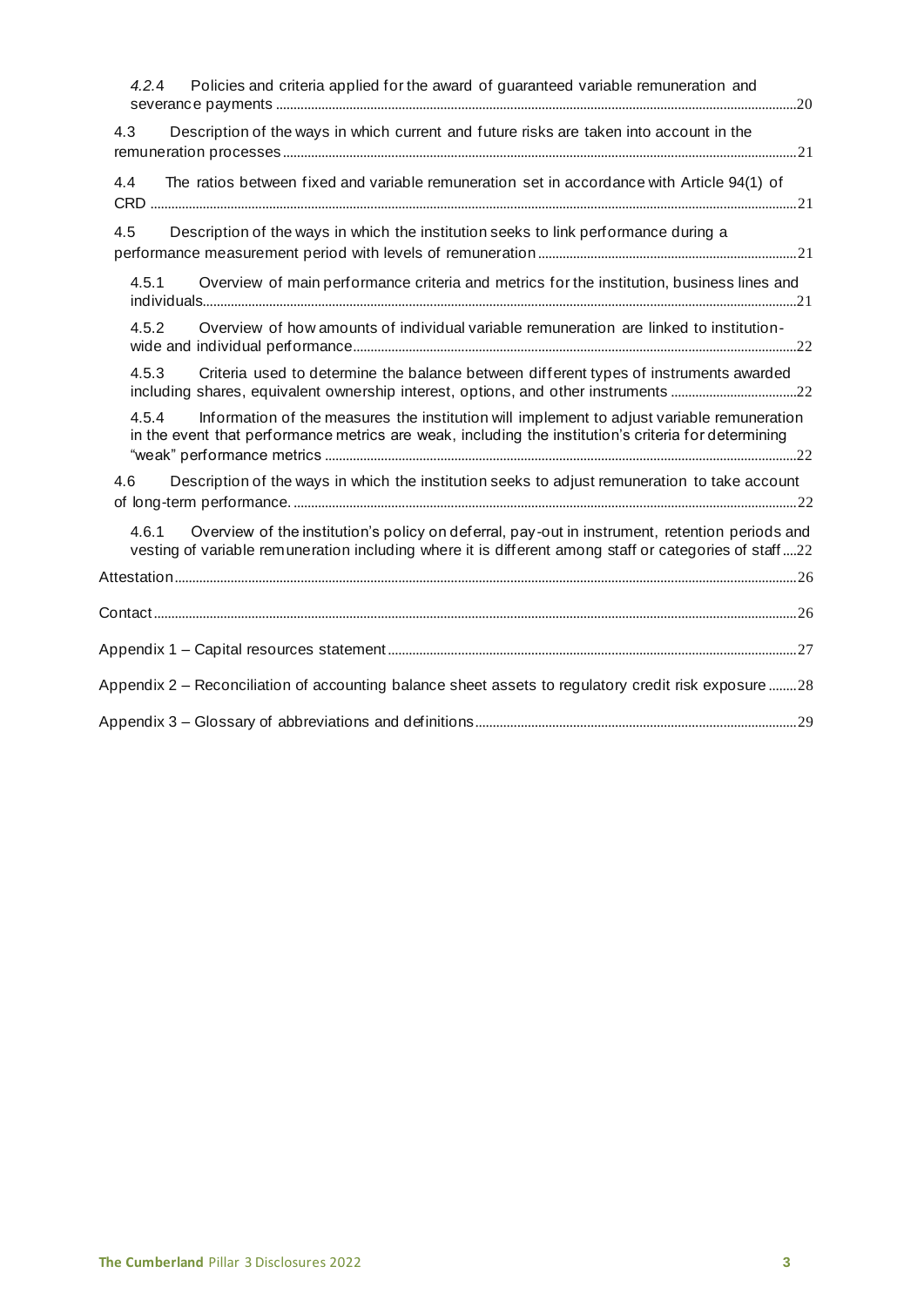*4.2.4* Policies and criteria applied for the award of guaranteed variable remuneration and severance payments ....20

4.3 Description of the ways in which current and future risks are taken into account in the remuneration processes ....21

4.4 The ratios between fixed and variable remuneration set in accordance with Article 94(1) of CRD ....21

4.5 Description of the ways in which the institution seeks to link performance during a performance measurement period with levels of remuneration ....21

4.5.1 Overview of main performance criteria and metrics for the institution, business lines and individuals....21

4.5.2 Overview of how amounts of individual variable remuneration are linked to institution-wide and individual performance....22

4.5.3 Criteria used to determine the balance between different types of instruments awarded including shares, equivalent ownership interest, options, and other instruments ....22

4.5.4 Information of the measures the institution will implement to adjust variable remuneration in the event that performance metrics are weak, including the institution's criteria for determining "weak" performance metrics ....22

4.6 Description of the ways in which the institution seeks to adjust remuneration to take account of long-term performance. ....22

4.6.1 Overview of the institution's policy on deferral, pay-out in instrument, retention periods and vesting of variable remuneration including where it is different among staff or categories of staff ....22

Attestation ....26

Contact ....26

Appendix 1 – Capital resources statement ....27

Appendix 2 – Reconciliation of accounting balance sheet assets to regulatory credit risk exposure ....28

Appendix 3 – Glossary of abbreviations and definitions ....29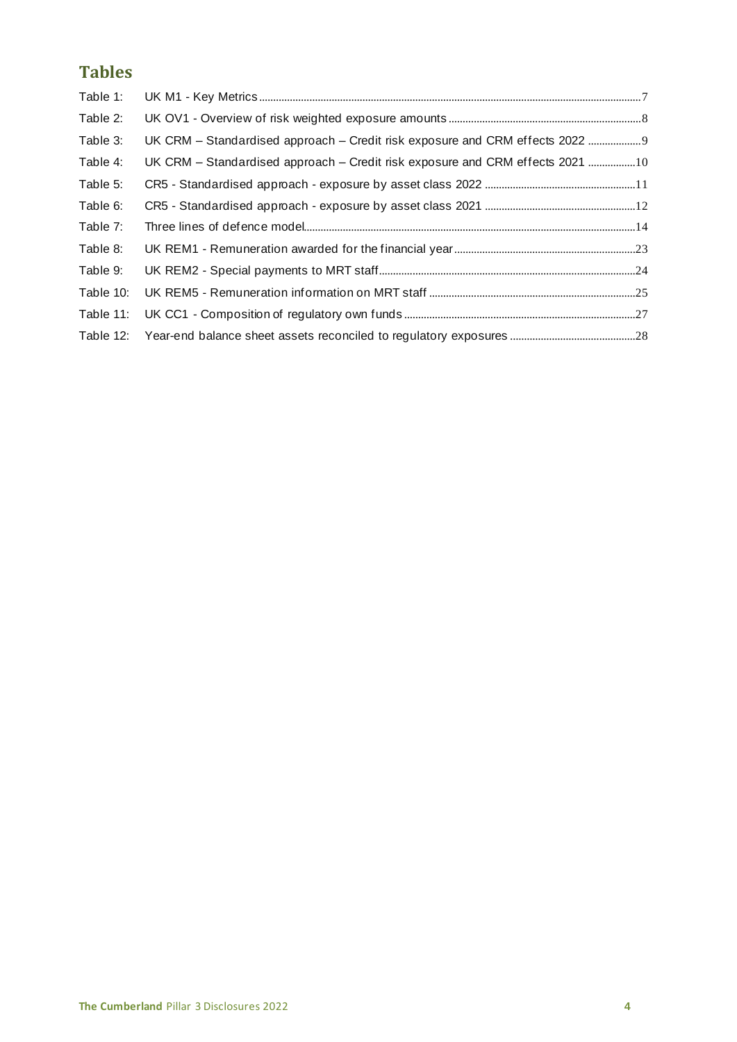## Tables

Table 1: UK M1 - Key Metrics ........................................................................................................................... 7

Table 2: UK OV1 - Overview of risk weighted exposure amounts ..................................................................... 8

Table 3: UK CRM – Standardised approach – Credit risk exposure and CRM effects 2022 ................... 9

Table 4: UK CRM – Standardised approach – Credit risk exposure and CRM effects 2021 ................. 10

Table 5: CR5 - Standardised approach - exposure by asset class 2022 ...................................................... 11

Table 6: CR5 - Standardised approach - exposure by asset class 2021 ...................................................... 12

Table 7: Three lines of defence model ....................................................................................................... 14

Table 8: UK REM1 - Remuneration awarded for the financial year ................................................................. 23

Table 9: UK REM2 - Special payments to MRT staff ............................................................................................ 24

Table 10: UK REM5 - Remuneration information on MRT staff ......................................................................... 25

Table 11: UK CC1 - Composition of regulatory own funds .................................................................................. 27

Table 12: Year-end balance sheet assets reconciled to regulatory exposures ............................................. 28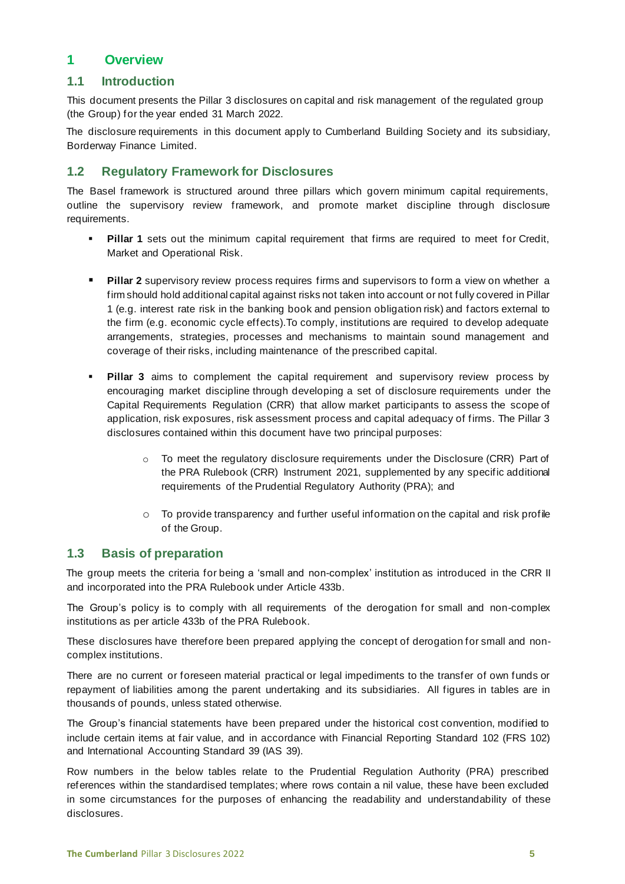# 1 Overview

## 1.1 Introduction

This document presents the Pillar 3 disclosures on capital and risk management of the regulated group (the Group) for the year ended 31 March 2022.

The disclosure requirements in this document apply to Cumberland Building Society and its subsidiary, Borderway Finance Limited.

## 1.2 Regulatory Framework for Disclosures

The Basel framework is structured around three pillars which govern minimum capital requirements, outline the supervisory review framework, and promote market discipline through disclosure requirements.

- **Pillar 1** sets out the minimum capital requirement that firms are required to meet for Credit, Market and Operational Risk.

- **Pillar 2** supervisory review process requires firms and supervisors to form a view on whether a firm should hold additional capital against risks not taken into account or not fully covered in Pillar 1 (e.g. interest rate risk in the banking book and pension obligation risk) and factors external to the firm (e.g. economic cycle effects).To comply, institutions are required to develop adequate arrangements, strategies, processes and mechanisms to maintain sound management and coverage of their risks, including maintenance of the prescribed capital.

- **Pillar 3** aims to complement the capital requirement and supervisory review process by encouraging market discipline through developing a set of disclosure requirements under the Capital Requirements Regulation (CRR) that allow market participants to assess the scope of application, risk exposures, risk assessment process and capital adequacy of firms. The Pillar 3 disclosures contained within this document have two principal purposes:

    - To meet the regulatory disclosure requirements under the Disclosure (CRR) Part of the PRA Rulebook (CRR) Instrument 2021, supplemented by any specific additional requirements of the Prudential Regulatory Authority (PRA); and

    - To provide transparency and further useful information on the capital and risk profile of the Group.

## 1.3 Basis of preparation

The group meets the criteria for being a 'small and non-complex' institution as introduced in the CRR II and incorporated into the PRA Rulebook under Article 433b.

The Group's policy is to comply with all requirements of the derogation for small and non-complex institutions as per article 433b of the PRA Rulebook.

These disclosures have therefore been prepared applying the concept of derogation for small and non-complex institutions.

There are no current or foreseen material practical or legal impediments to the transfer of own funds or repayment of liabilities among the parent undertaking and its subsidiaries. All figures in tables are in thousands of pounds, unless stated otherwise.

The Group's financial statements have been prepared under the historical cost convention, modified to include certain items at fair value, and in accordance with Financial Reporting Standard 102 (FRS 102) and International Accounting Standard 39 (IAS 39).

Row numbers in the below tables relate to the Prudential Regulation Authority (PRA) prescribed references within the standardised templates; where rows contain a nil value, these have been excluded in some circumstances for the purposes of enhancing the readability and understandability of these disclosures.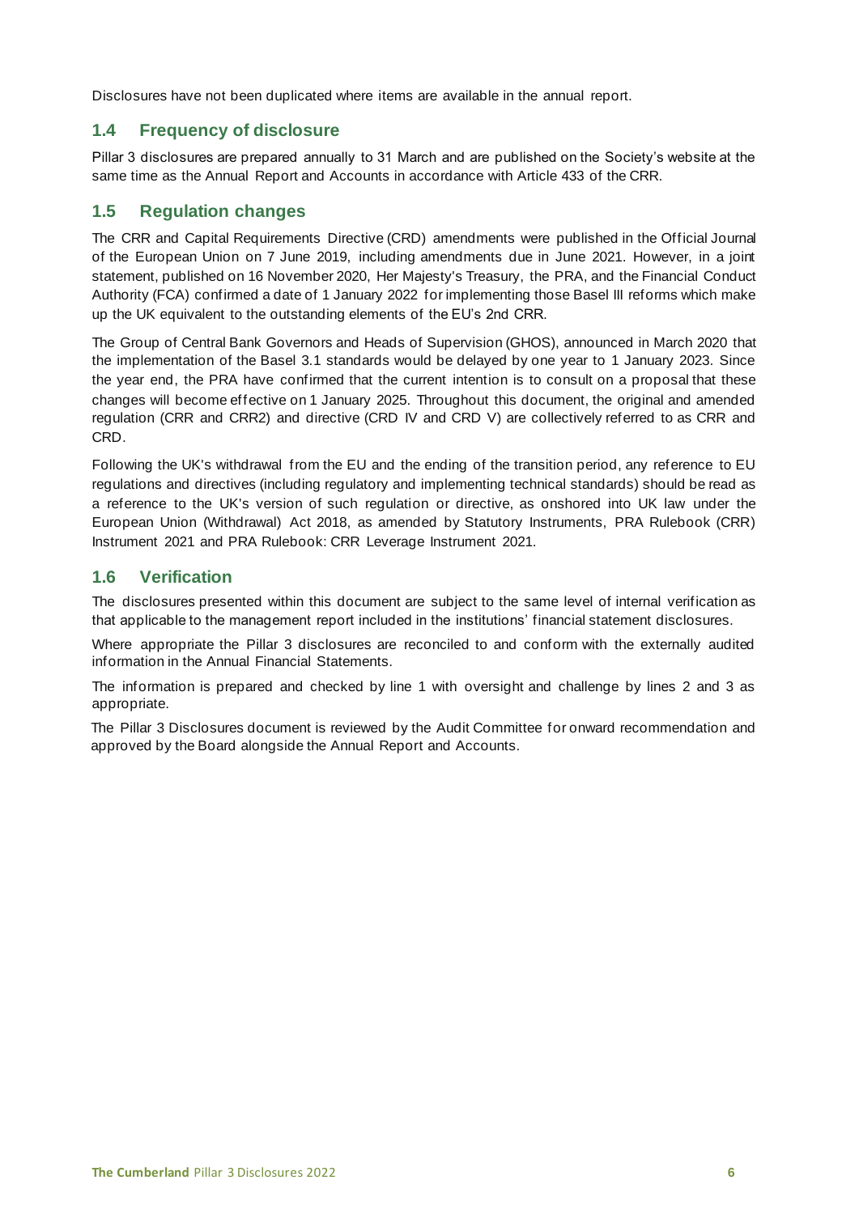Disclosures have not been duplicated where items are available in the annual report.

## 1.4 Frequency of disclosure

Pillar 3 disclosures are prepared annually to 31 March and are published on the Society's website at the same time as the Annual Report and Accounts in accordance with Article 433 of the CRR.

## 1.5 Regulation changes

The CRR and Capital Requirements Directive (CRD) amendments were published in the Official Journal of the European Union on 7 June 2019, including amendments due in June 2021. However, in a joint statement, published on 16 November 2020, Her Majesty's Treasury, the PRA, and the Financial Conduct Authority (FCA) confirmed a date of 1 January 2022 for implementing those Basel III reforms which make up the UK equivalent to the outstanding elements of the EU's 2nd CRR.

The Group of Central Bank Governors and Heads of Supervision (GHOS), announced in March 2020 that the implementation of the Basel 3.1 standards would be delayed by one year to 1 January 2023. Since the year end, the PRA have confirmed that the current intention is to consult on a proposal that these changes will become effective on 1 January 2025. Throughout this document, the original and amended regulation (CRR and CRR2) and directive (CRD IV and CRD V) are collectively referred to as CRR and CRD.

Following the UK's withdrawal from the EU and the ending of the transition period, any reference to EU regulations and directives (including regulatory and implementing technical standards) should be read as a reference to the UK's version of such regulation or directive, as onshored into UK law under the European Union (Withdrawal) Act 2018, as amended by Statutory Instruments, PRA Rulebook (CRR) Instrument 2021 and PRA Rulebook: CRR Leverage Instrument 2021.

## 1.6 Verification

The disclosures presented within this document are subject to the same level of internal verification as that applicable to the management report included in the institutions' financial statement disclosures.

Where appropriate the Pillar 3 disclosures are reconciled to and conform with the externally audited information in the Annual Financial Statements.

The information is prepared and checked by line 1 with oversight and challenge by lines 2 and 3 as appropriate.

The Pillar 3 Disclosures document is reviewed by the Audit Committee for onward recommendation and approved by the Board alongside the Annual Report and Accounts.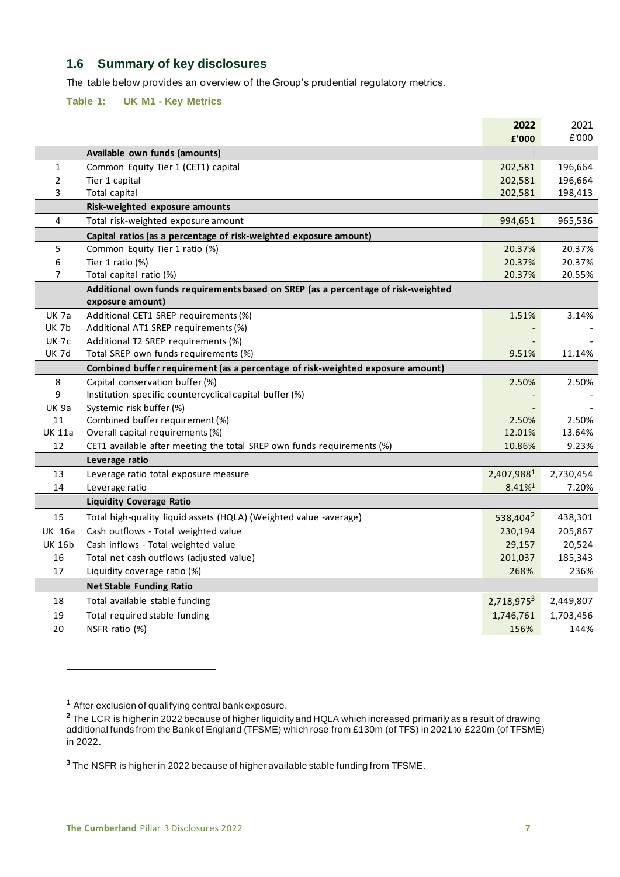## 1.6 Summary of key disclosures

The table below provides an overview of the Group's prudential regulatory metrics.

**Table 1: UK M1 - Key Metrics**

| | | 2022 £'000 | 2021 £'000 |
|---|---|---|---|
| | **Available own funds (amounts)** | | |
| 1 | Common Equity Tier 1 (CET1) capital | 202,581 | 196,664 |
| 2 | Tier 1 capital | 202,581 | 196,664 |
| 3 | Total capital | 202,581 | 198,413 |
| | **Risk-weighted exposure amounts** | | |
| 4 | Total risk-weighted exposure amount | 994,651 | 965,536 |
| | **Capital ratios (as a percentage of risk-weighted exposure amount)** | | |
| 5 | Common Equity Tier 1 ratio (%) | 20.37% | 20.37% |
| 6 | Tier 1 ratio (%) | 20.37% | 20.37% |
| 7 | Total capital ratio (%) | 20.37% | 20.55% |
| | **Additional own funds requirements based on SREP (as a percentage of risk-weighted exposure amount)** | | |
| UK 7a | Additional CET1 SREP requirements (%) | 1.51% | 3.14% |
| UK 7b | Additional AT1 SREP requirements (%) | - | - |
| UK 7c | Additional T2 SREP requirements (%) | - | - |
| UK 7d | Total SREP own funds requirements (%) | 9.51% | 11.14% |
| | **Combined buffer requirement (as a percentage of risk-weighted exposure amount)** | | |
| 8 | Capital conservation buffer (%) | 2.50% | 2.50% |
| 9 | Institution specific countercyclical capital buffer (%) | - | - |
| UK 9a | Systemic risk buffer (%) | - | - |
| 11 | Combined buffer requirement (%) | 2.50% | 2.50% |
| UK 11a | Overall capital requirements (%) | 12.01% | 13.64% |
| 12 | CET1 available after meeting the total SREP own funds requirements (%) | 10.86% | 9.23% |
| | **Leverage ratio** | | |
| 13 | Leverage ratio total exposure measure | 2,407,988[1] | 2,730,454 |
| 14 | Leverage ratio | 8.41%[1] | 7.20% |
| | **Liquidity Coverage Ratio** | | |
| 15 | Total high-quality liquid assets (HQLA) (Weighted value -average) | 538,404[2] | 438,301 |
| UK 16a | Cash outflows - Total weighted value | 230,194 | 205,867 |
| UK 16b | Cash inflows - Total weighted value | 29,157 | 20,524 |
| 16 | Total net cash outflows (adjusted value) | 201,037 | 185,343 |
| 17 | Liquidity coverage ratio (%) | 268% | 236% |
| | **Net Stable Funding Ratio** | | |
| 18 | Total available stable funding | 2,718,975[3] | 2,449,807 |
| 19 | Total required stable funding | 1,746,761 | 1,703,456 |
| 20 | NSFR ratio (%) | 156% | 144% |

[1] After exclusion of qualifying central bank exposure.

[2] The LCR is higher in 2022 because of higher liquidity and HQLA which increased primarily as a result of drawing additional funds from the Bank of England (TFSME) which rose from £130m (of TFS) in 2021 to £220m (of TFSME) in 2022.

[3] The NSFR is higher in 2022 because of higher available stable funding from TFSME.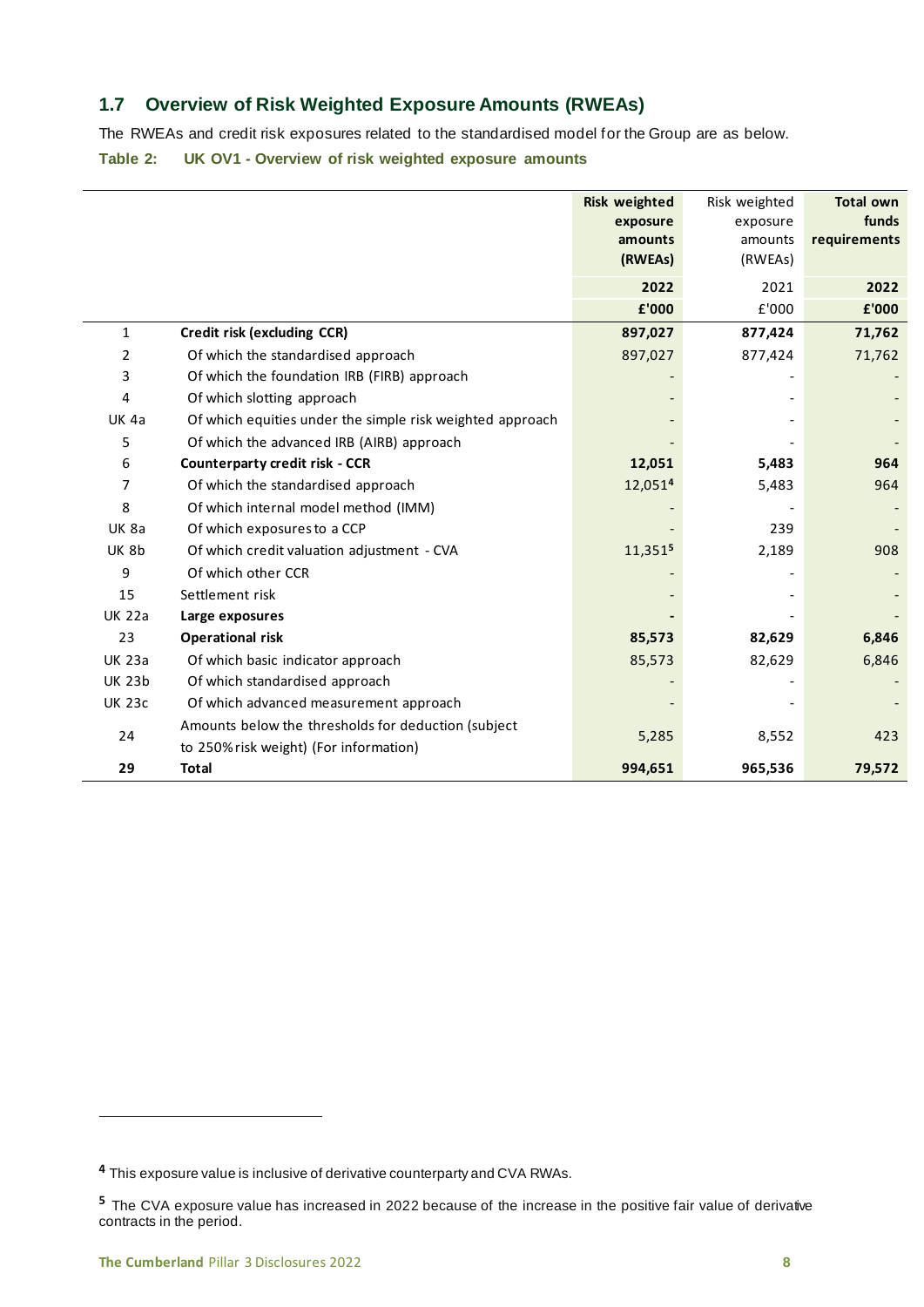## 1.7 Overview of Risk Weighted Exposure Amounts (RWEAs)

The RWEAs and credit risk exposures related to the standardised model for the Group are as below.

**Table 2: UK OV1 - Overview of risk weighted exposure amounts**

| | | **Risk weighted exposure amounts (RWEAs)** | Risk weighted exposure amounts (RWEAs) | **Total own funds requirements** |
|---|---|---|---|---|
| | | **2022** | 2021 | **2022** |
| | | **£'000** | £'000 | **£'000** |
| 1 | **Credit risk (excluding CCR)** | **897,027** | **877,424** | **71,762** |
| 2 | Of which the standardised approach | 897,027 | 877,424 | 71,762 |
| 3 | Of which the foundation IRB (FIRB) approach | - | - | - |
| 4 | Of which slotting approach | - | - | - |
| UK 4a | Of which equities under the simple risk weighted approach | - | - | - |
| 5 | Of which the advanced IRB (AIRB) approach | - | - | - |
| 6 | **Counterparty credit risk - CCR** | **12,051** | **5,483** | **964** |
| 7 | Of which the standardised approach | 12,051[4] | 5,483 | 964 |
| 8 | Of which internal model method (IMM) | - | - | - |
| UK 8a | Of which exposures to a CCP | - | 239 | - |
| UK 8b | Of which credit valuation adjustment - CVA | 11,351[5] | 2,189 | 908 |
| 9 | Of which other CCR | - | - | - |
| 15 | Settlement risk | - | - | - |
| UK 22a | **Large exposures** | **-** | - | **-** |
| 23 | **Operational risk** | **85,573** | **82,629** | **6,846** |
| UK 23a | Of which basic indicator approach | 85,573 | 82,629 | 6,846 |
| UK 23b | Of which standardised approach | - | - | - |
| UK 23c | Of which advanced measurement approach | - | - | - |
| 24 | Amounts below the thresholds for deduction (subject to 250% risk weight) (For information) | 5,285 | 8,552 | 423 |
| **29** | **Total** | **994,651** | **965,536** | **79,572** |

[4] This exposure value is inclusive of derivative counterparty and CVA RWAs.

[5] The CVA exposure value has increased in 2022 because of the increase in the positive fair value of derivative contracts in the period.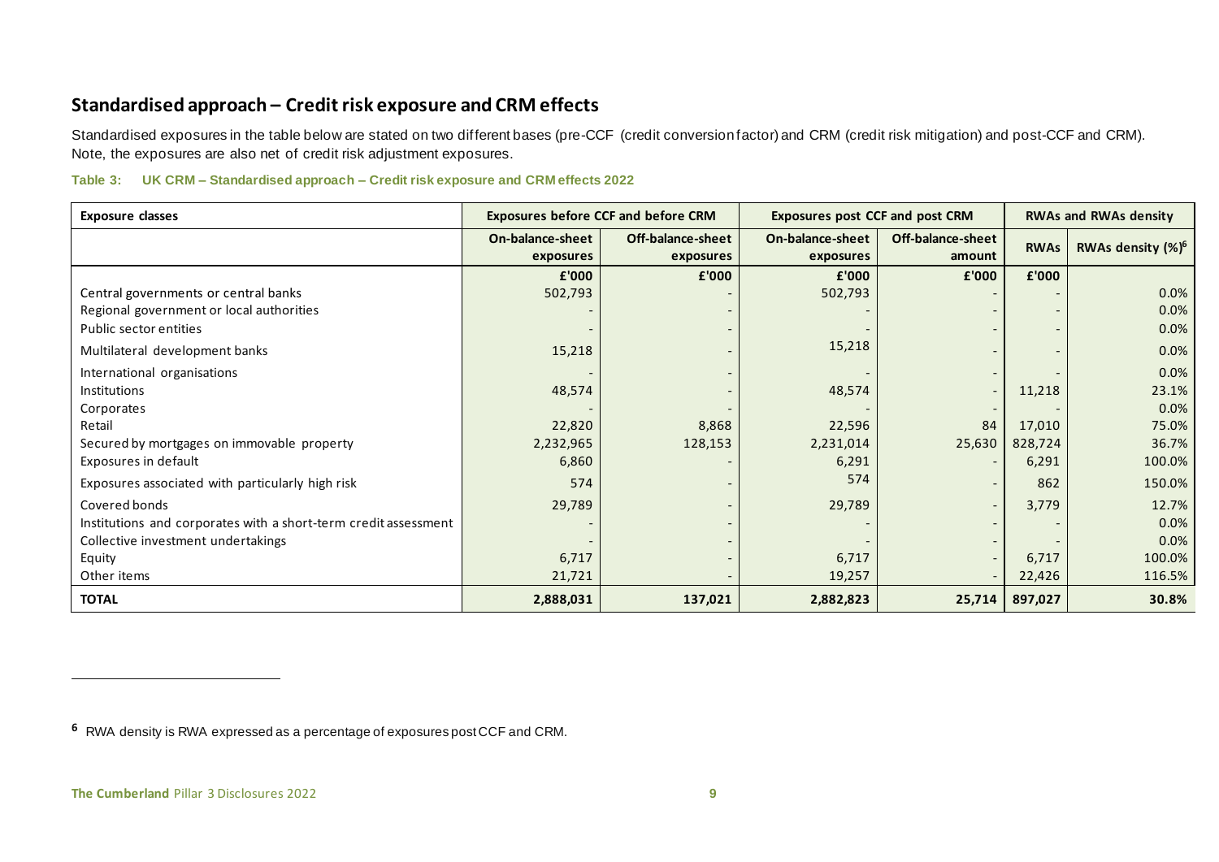## Standardised approach – Credit risk exposure and CRM effects

Standardised exposures in the table below are stated on two different bases (pre-CCF (credit conversion factor) and CRM (credit risk mitigation) and post-CCF and CRM). Note, the exposures are also net of credit risk adjustment exposures.

**Table 3: UK CRM – Standardised approach – Credit risk exposure and CRM effects 2022**

| Exposure classes | Exposures before CCF and before CRM | | Exposures post CCF and post CRM | | RWAs and RWAs density | |
|---|---|---|---|---|---|---|
| | On-balance-sheet exposures | Off-balance-sheet exposures | On-balance-sheet exposures | Off-balance-sheet amount | RWAs | RWAs density (%)[6] |
| | £'000 | £'000 | £'000 | £'000 | £'000 | |
| Central governments or central banks | 502,793 | - | 502,793 | - | - | 0.0% |
| Regional government or local authorities | - | - | - | - | - | 0.0% |
| Public sector entities | - | - | - | - | - | 0.0% |
| Multilateral development banks | 15,218 | - | 15,218 | - | - | 0.0% |
| International organisations | - | - | - | - | - | 0.0% |
| Institutions | 48,574 | - | 48,574 | - | 11,218 | 23.1% |
| Corporates | - | - | - | - | - | 0.0% |
| Retail | 22,820 | 8,868 | 22,596 | 84 | 17,010 | 75.0% |
| Secured by mortgages on immovable property | 2,232,965 | 128,153 | 2,231,014 | 25,630 | 828,724 | 36.7% |
| Exposures in default | 6,860 | - | 6,291 | - | 6,291 | 100.0% |
| Exposures associated with particularly high risk | 574 | - | 574 | - | 862 | 150.0% |
| Covered bonds | 29,789 | - | 29,789 | - | 3,779 | 12.7% |
| Institutions and corporates with a short-term credit assessment | - | - | - | - | - | 0.0% |
| Collective investment undertakings | - | - | - | - | - | 0.0% |
| Equity | 6,717 | - | 6,717 | - | 6,717 | 100.0% |
| Other items | 21,721 | - | 19,257 | - | 22,426 | 116.5% |
| **TOTAL** | **2,888,031** | **137,021** | **2,882,823** | **25,714** | **897,027** | **30.8%** |

[6] RWA density is RWA expressed as a percentage of exposures post CCF and CRM.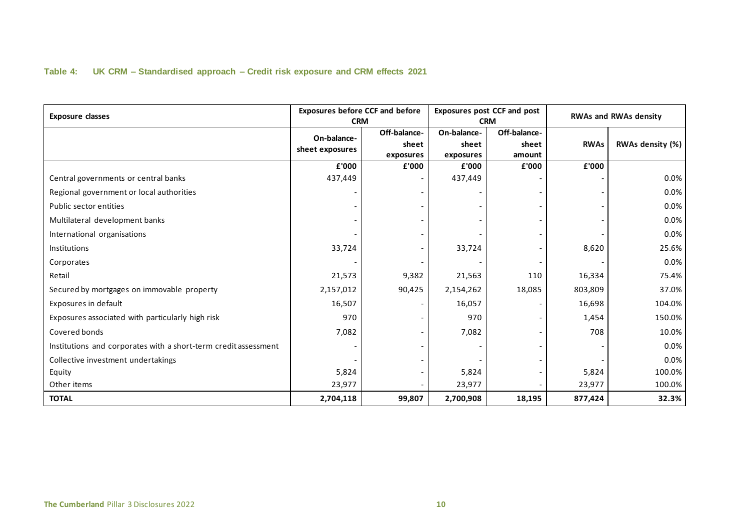**Table 4: UK CRM – Standardised approach – Credit risk exposure and CRM effects 2021**

| Exposure classes | Exposures before CCF and before CRM | | Exposures post CCF and post CRM | | RWAs and RWAs density | |
|---|---|---|---|---|---|---|
| | On-balance-sheet exposures | Off-balance-sheet exposures | On-balance-sheet exposures | Off-balance-sheet amount | RWAs | RWAs density (%) |
| | £'000 | £'000 | £'000 | £'000 | £'000 | |
| Central governments or central banks | 437,449 | - | 437,449 | - | - | 0.0% |
| Regional government or local authorities | - | - | - | - | - | 0.0% |
| Public sector entities | - | - | - | - | - | 0.0% |
| Multilateral development banks | - | - | - | - | - | 0.0% |
| International organisations | - | - | - | - | - | 0.0% |
| Institutions | 33,724 | - | 33,724 | - | 8,620 | 25.6% |
| Corporates | - | - | - | - | - | 0.0% |
| Retail | 21,573 | 9,382 | 21,563 | 110 | 16,334 | 75.4% |
| Secured by mortgages on immovable property | 2,157,012 | 90,425 | 2,154,262 | 18,085 | 803,809 | 37.0% |
| Exposures in default | 16,507 | - | 16,057 | - | 16,698 | 104.0% |
| Exposures associated with particularly high risk | 970 | - | 970 | - | 1,454 | 150.0% |
| Covered bonds | 7,082 | - | 7,082 | - | 708 | 10.0% |
| Institutions and corporates with a short-term credit assessment | - | - | - | - | - | 0.0% |
| Collective investment undertakings | - | - | - | - | - | 0.0% |
| Equity | 5,824 | - | 5,824 | - | 5,824 | 100.0% |
| Other items | 23,977 | - | 23,977 | - | 23,977 | 100.0% |
| **TOTAL** | **2,704,118** | **99,807** | **2,700,908** | **18,195** | **877,424** | **32.3%** |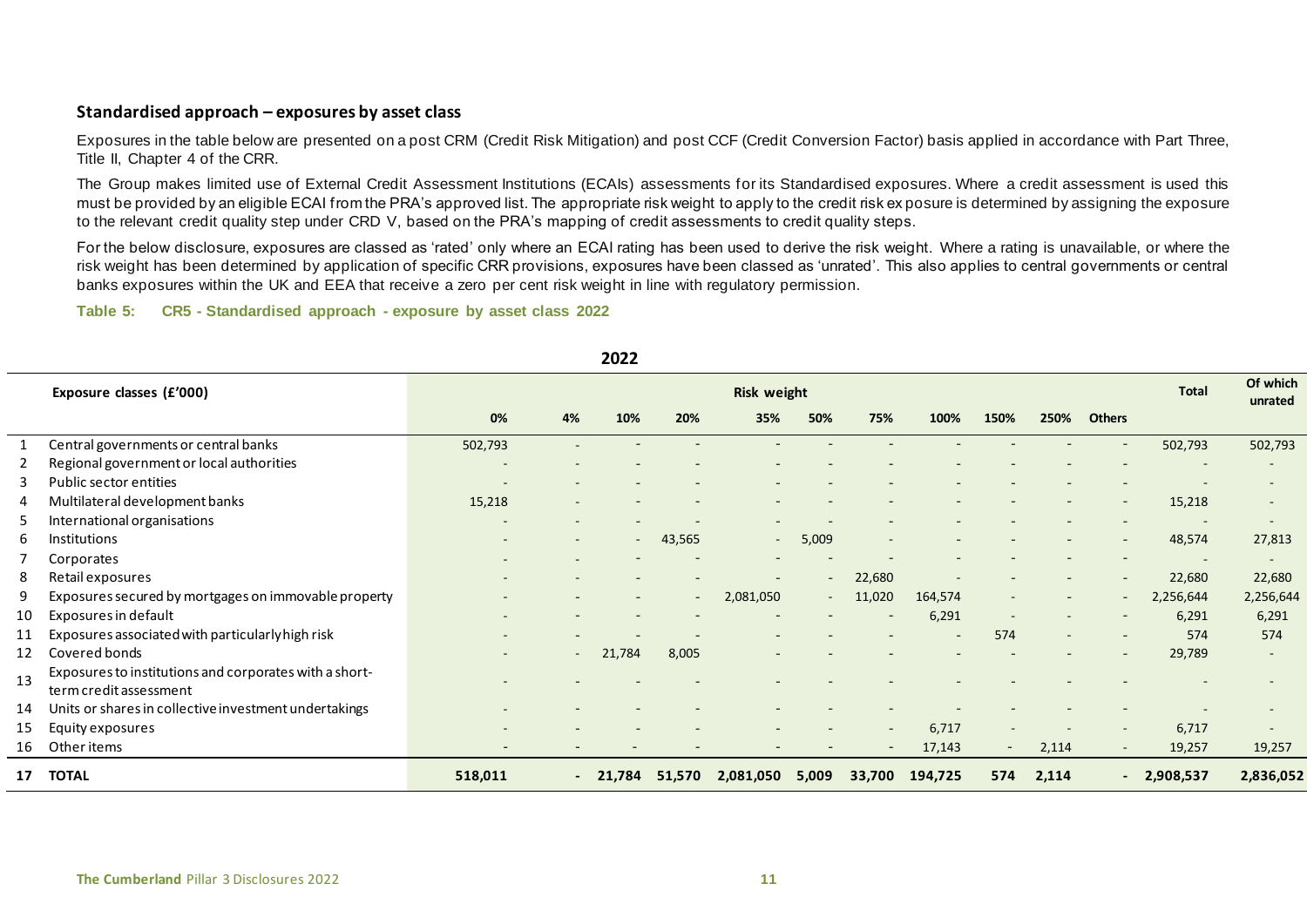### Standardised approach – exposures by asset class

Exposures in the table below are presented on a post CRM (Credit Risk Mitigation) and post CCF (Credit Conversion Factor) basis applied in accordance with Part Three, Title II, Chapter 4 of the CRR.

The Group makes limited use of External Credit Assessment Institutions (ECAIs) assessments for its Standardised exposures. Where a credit assessment is used this must be provided by an eligible ECAI from the PRA's approved list. The appropriate risk weight to apply to the credit risk exposure is determined by assigning the exposure to the relevant credit quality step under CRD V, based on the PRA's mapping of credit assessments to credit quality steps.

For the below disclosure, exposures are classed as 'rated' only where an ECAI rating has been used to derive the risk weight. Where a rating is unavailable, or where the risk weight has been determined by application of specific CRR provisions, exposures have been classed as 'unrated'. This also applies to central governments or central banks exposures within the UK and EEA that receive a zero per cent risk weight in line with regulatory permission.

**Table 5: CR5 - Standardised approach - exposure by asset class 2022**

**2022**

| | Exposure classes (£'000) | Risk weight | | | | | | | | | | | Total | Of which unrated |
|---|---|---|---|---|---|---|---|---|---|---|---|---|---|---|
| | | 0% | 4% | 10% | 20% | 35% | 50% | 75% | 100% | 150% | 250% | Others | | |
| 1 | Central governments or central banks | 502,793 | - | - | - | - | - | - | - | - | - | - | 502,793 | 502,793 |
| 2 | Regional government or local authorities | - | - | - | - | - | - | - | - | - | - | - | - | - |
| 3 | Public sector entities | - | - | - | - | - | - | - | - | - | - | - | - | - |
| 4 | Multilateral development banks | 15,218 | - | - | - | - | - | - | - | - | - | - | 15,218 | - |
| 5 | International organisations | - | - | - | - | - | - | - | - | - | - | - | - | - |
| 6 | Institutions | - | - | - | 43,565 | - | 5,009 | - | - | - | - | - | 48,574 | 27,813 |
| 7 | Corporates | - | - | - | - | - | - | - | - | - | - | - | - | - |
| 8 | Retail exposures | - | - | - | - | - | - | 22,680 | - | - | - | - | 22,680 | 22,680 |
| 9 | Exposures secured by mortgages on immovable property | - | - | - | - | 2,081,050 | - | 11,020 | 164,574 | - | - | - | 2,256,644 | 2,256,644 |
| 10 | Exposures in default | - | - | - | - | - | - | - | 6,291 | - | - | - | 6,291 | 6,291 |
| 11 | Exposures associated with particularly high risk | - | - | - | - | - | - | - | - | 574 | - | - | 574 | 574 |
| 12 | Covered bonds | - | - | 21,784 | 8,005 | - | - | - | - | - | - | - | 29,789 | - |
| 13 | Exposures to institutions and corporates with a short-term credit assessment | - | - | - | - | - | - | - | - | - | - | - | - | - |
| 14 | Units or shares in collective investment undertakings | - | - | - | - | - | - | - | - | - | - | - | - | - |
| 15 | Equity exposures | - | - | - | - | - | - | - | 6,717 | - | - | - | 6,717 | - |
| 16 | Other items | - | - | - | - | - | - | - | 17,143 | - | 2,114 | - | 19,257 | 19,257 |
| 17 | **TOTAL** | **518,011** | **-** | **21,784** | **51,570** | **2,081,050** | **5,009** | **33,700** | **194,725** | **574** | **2,114** | **-** | **2,908,537** | **2,836,052** |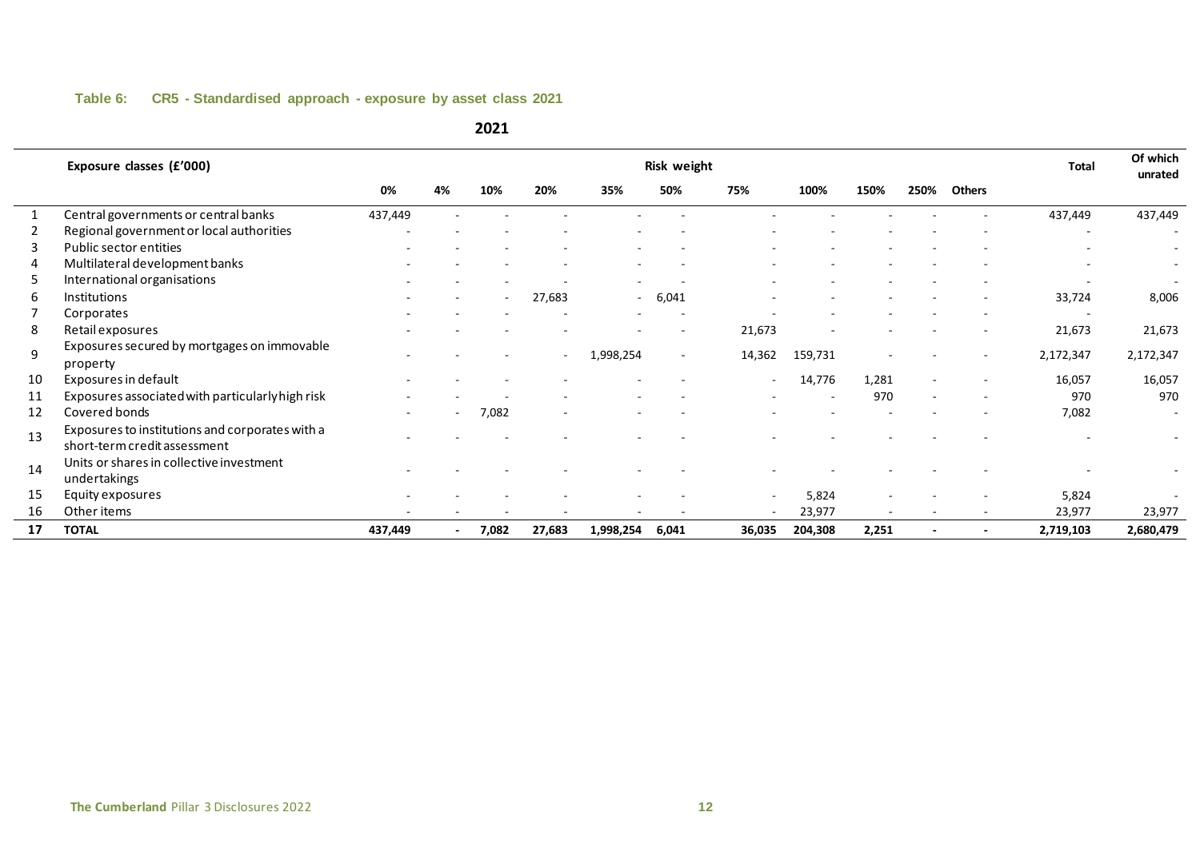**Table 6: CR5 - Standardised approach - exposure by asset class 2021**

**2021**

| | Exposure classes (£'000) | Risk weight | | | | | | | | | | | Total | Of which unrated |
|---|---|---|---|---|---|---|---|---|---|---|---|---|---|---|
| | | 0% | 4% | 10% | 20% | 35% | 50% | 75% | 100% | 150% | 250% | Others | | |
| 1 | Central governments or central banks | 437,449 | - | - | - | - | - | - | - | - | - | - | 437,449 | 437,449 |
| 2 | Regional government or local authorities | - | - | - | - | - | - | - | - | - | - | - | - | - |
| 3 | Public sector entities | - | - | - | - | - | - | - | - | - | - | - | - | - |
| 4 | Multilateral development banks | - | - | - | - | - | - | - | - | - | - | - | - | - |
| 5 | International organisations | - | - | - | - | - | - | - | - | - | - | - | - | - |
| 6 | Institutions | - | - | - | 27,683 | - | 6,041 | - | - | - | - | - | 33,724 | 8,006 |
| 7 | Corporates | - | - | - | - | - | - | - | - | - | - | - | - | |
| 8 | Retail exposures | - | - | - | - | - | - | 21,673 | - | - | - | - | 21,673 | 21,673 |
| 9 | Exposures secured by mortgages on immovable property | - | - | - | - | 1,998,254 | - | 14,362 | 159,731 | - | - | - | 2,172,347 | 2,172,347 |
| 10 | Exposures in default | - | - | - | - | - | - | - | 14,776 | 1,281 | - | - | 16,057 | 16,057 |
| 11 | Exposures associated with particularly high risk | - | - | - | - | - | - | - | - | 970 | - | - | 970 | 970 |
| 12 | Covered bonds | - | - | 7,082 | - | - | - | - | - | - | - | - | 7,082 | - |
| 13 | Exposures to institutions and corporates with a short-term credit assessment | - | - | - | - | - | - | - | - | - | - | - | - | - |
| 14 | Units or shares in collective investment undertakings | - | - | - | - | - | - | - | - | - | - | - | - | - |
| 15 | Equity exposures | - | - | - | - | - | - | - | 5,824 | - | - | - | 5,824 | - |
| 16 | Other items | - | - | - | - | - | - | - | 23,977 | - | - | - | 23,977 | 23,977 |
| **17** | **TOTAL** | **437,449** | **-** | **7,082** | **27,683** | **1,998,254** | **6,041** | **36,035** | **204,308** | **2,251** | **-** | **-** | **2,719,103** | **2,680,479** |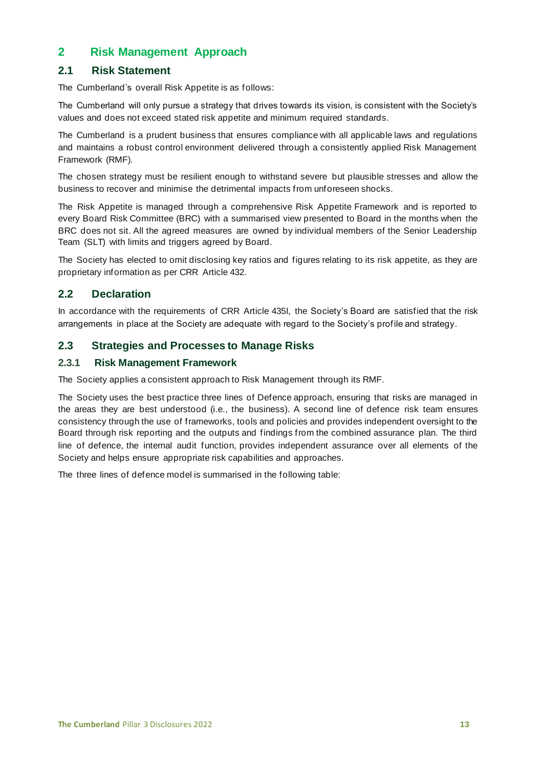# 2 Risk Management Approach

## 2.1 Risk Statement

The Cumberland's overall Risk Appetite is as follows:

The Cumberland will only pursue a strategy that drives towards its vision, is consistent with the Society's values and does not exceed stated risk appetite and minimum required standards.

The Cumberland is a prudent business that ensures compliance with all applicable laws and regulations and maintains a robust control environment delivered through a consistently applied Risk Management Framework (RMF).

The chosen strategy must be resilient enough to withstand severe but plausible stresses and allow the business to recover and minimise the detrimental impacts from unforeseen shocks.

The Risk Appetite is managed through a comprehensive Risk Appetite Framework and is reported to every Board Risk Committee (BRC) with a summarised view presented to Board in the months when the BRC does not sit. All the agreed measures are owned by individual members of the Senior Leadership Team (SLT) with limits and triggers agreed by Board.

The Society has elected to omit disclosing key ratios and figures relating to its risk appetite, as they are proprietary information as per CRR Article 432.

## 2.2 Declaration

In accordance with the requirements of CRR Article 435I, the Society's Board are satisfied that the risk arrangements in place at the Society are adequate with regard to the Society's profile and strategy.

## 2.3 Strategies and Processes to Manage Risks

### 2.3.1 Risk Management Framework

The Society applies a consistent approach to Risk Management through its RMF.

The Society uses the best practice three lines of Defence approach, ensuring that risks are managed in the areas they are best understood (i.e., the business). A second line of defence risk team ensures consistency through the use of frameworks, tools and policies and provides independent oversight to the Board through risk reporting and the outputs and findings from the combined assurance plan. The third line of defence, the internal audit function, provides independent assurance over all elements of the Society and helps ensure appropriate risk capabilities and approaches.

The three lines of defence model is summarised in the following table: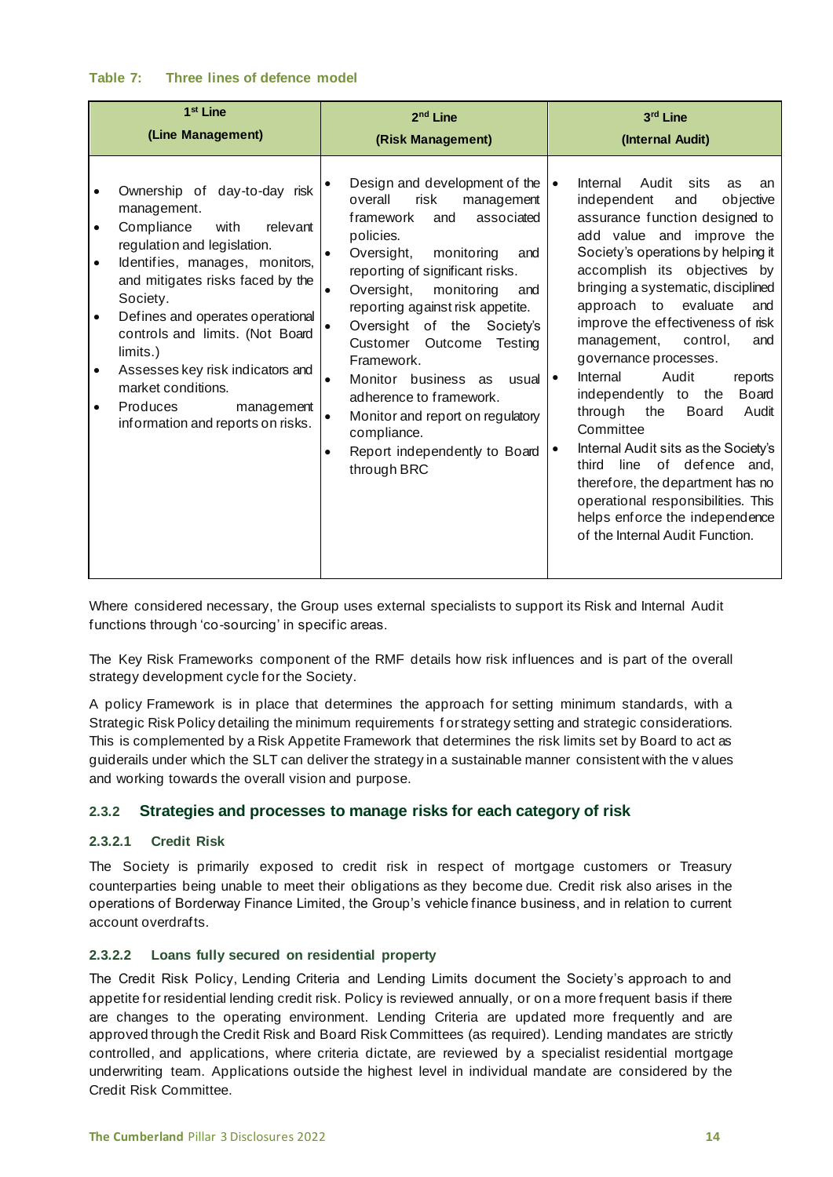**Table 7: Three lines of defence model**

| 1st Line (Line Management) | 2nd Line (Risk Management) | 3rd Line (Internal Audit) |
|---|---|---|
| • Ownership of day-to-day risk management.<br>• Compliance with relevant regulation and legislation.<br>• Identifies, manages, monitors, and mitigates risks faced by the Society.<br>• Defines and operates operational controls and limits. (Not Board limits.)<br>• Assesses key risk indicators and market conditions.<br>• Produces management information and reports on risks. | • Design and development of the overall risk management framework and associated policies.<br>• Oversight, monitoring and reporting of significant risks.<br>• Oversight, monitoring and reporting against risk appetite.<br>• Oversight of the Society's Customer Outcome Testing Framework.<br>• Monitor business as usual adherence to framework.<br>• Monitor and report on regulatory compliance.<br>• Report independently to Board through BRC | • Internal Audit sits as an independent and objective assurance function designed to add value and improve the Society's operations by helping it accomplish its objectives by bringing a systematic, disciplined approach to evaluate and improve the effectiveness of risk management, control, and governance processes.<br>• Internal Audit reports independently to the Board through the Board Audit Committee<br>• Internal Audit sits as the Society's third line of defence and, therefore, the department has no operational responsibilities. This helps enforce the independence of the Internal Audit Function. |

Where considered necessary, the Group uses external specialists to support its Risk and Internal Audit functions through 'co-sourcing' in specific areas.

The Key Risk Frameworks component of the RMF details how risk influences and is part of the overall strategy development cycle for the Society.

A policy Framework is in place that determines the approach for setting minimum standards, with a Strategic Risk Policy detailing the minimum requirements for strategy setting and strategic considerations. This is complemented by a Risk Appetite Framework that determines the risk limits set by Board to act as guiderails under which the SLT can deliver the strategy in a sustainable manner consistent with the values and working towards the overall vision and purpose.

### 2.3.2 Strategies and processes to manage risks for each category of risk

#### 2.3.2.1 Credit Risk

The Society is primarily exposed to credit risk in respect of mortgage customers or Treasury counterparties being unable to meet their obligations as they become due. Credit risk also arises in the operations of Borderway Finance Limited, the Group's vehicle finance business, and in relation to current account overdrafts.

#### 2.3.2.2 Loans fully secured on residential property

The Credit Risk Policy, Lending Criteria and Lending Limits document the Society's approach to and appetite for residential lending credit risk. Policy is reviewed annually, or on a more frequent basis if there are changes to the operating environment. Lending Criteria are updated more frequently and are approved through the Credit Risk and Board Risk Committees (as required). Lending mandates are strictly controlled, and applications, where criteria dictate, are reviewed by a specialist residential mortgage underwriting team. Applications outside the highest level in individual mandate are considered by the Credit Risk Committee.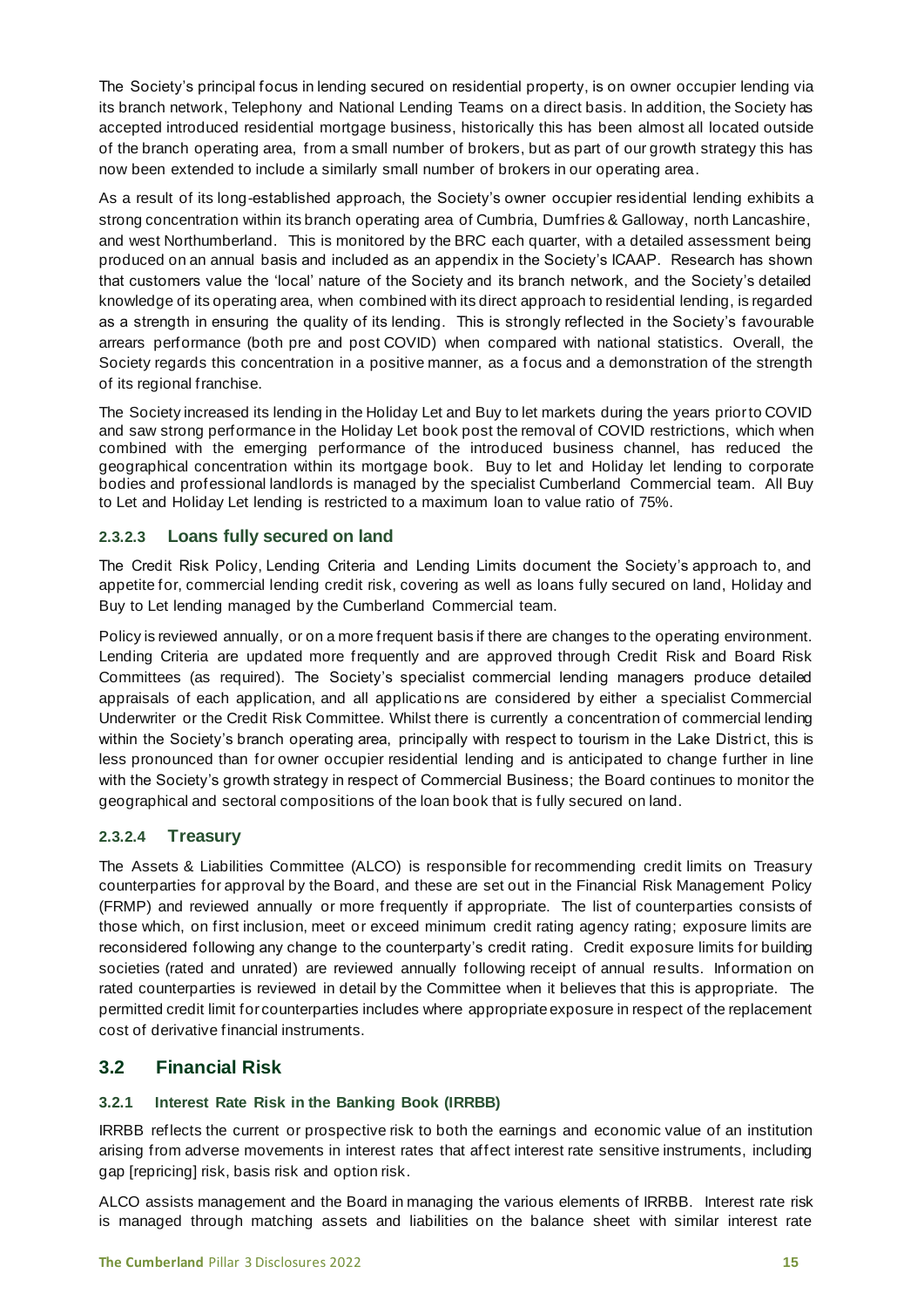The Society's principal focus in lending secured on residential property, is on owner occupier lending via its branch network, Telephony and National Lending Teams on a direct basis. In addition, the Society has accepted introduced residential mortgage business, historically this has been almost all located outside of the branch operating area, from a small number of brokers, but as part of our growth strategy this has now been extended to include a similarly small number of brokers in our operating area.

As a result of its long-established approach, the Society's owner occupier residential lending exhibits a strong concentration within its branch operating area of Cumbria, Dumfries & Galloway, north Lancashire, and west Northumberland. This is monitored by the BRC each quarter, with a detailed assessment being produced on an annual basis and included as an appendix in the Society's ICAAP. Research has shown that customers value the 'local' nature of the Society and its branch network, and the Society's detailed knowledge of its operating area, when combined with its direct approach to residential lending, is regarded as a strength in ensuring the quality of its lending. This is strongly reflected in the Society's favourable arrears performance (both pre and post COVID) when compared with national statistics. Overall, the Society regards this concentration in a positive manner, as a focus and a demonstration of the strength of its regional franchise.

The Society increased its lending in the Holiday Let and Buy to let markets during the years prior to COVID and saw strong performance in the Holiday Let book post the removal of COVID restrictions, which when combined with the emerging performance of the introduced business channel, has reduced the geographical concentration within its mortgage book. Buy to let and Holiday let lending to corporate bodies and professional landlords is managed by the specialist Cumberland Commercial team. All Buy to Let and Holiday Let lending is restricted to a maximum loan to value ratio of 75%.

### 2.3.2.3 Loans fully secured on land

The Credit Risk Policy, Lending Criteria and Lending Limits document the Society's approach to, and appetite for, commercial lending credit risk, covering as well as loans fully secured on land, Holiday and Buy to Let lending managed by the Cumberland Commercial team.

Policy is reviewed annually, or on a more frequent basis if there are changes to the operating environment. Lending Criteria are updated more frequently and are approved through Credit Risk and Board Risk Committees (as required). The Society's specialist commercial lending managers produce detailed appraisals of each application, and all applications are considered by either a specialist Commercial Underwriter or the Credit Risk Committee. Whilst there is currently a concentration of commercial lending within the Society's branch operating area, principally with respect to tourism in the Lake District, this is less pronounced than for owner occupier residential lending and is anticipated to change further in line with the Society's growth strategy in respect of Commercial Business; the Board continues to monitor the geographical and sectoral compositions of the loan book that is fully secured on land.

### 2.3.2.4 Treasury

The Assets & Liabilities Committee (ALCO) is responsible for recommending credit limits on Treasury counterparties for approval by the Board, and these are set out in the Financial Risk Management Policy (FRMP) and reviewed annually or more frequently if appropriate. The list of counterparties consists of those which, on first inclusion, meet or exceed minimum credit rating agency rating; exposure limits are reconsidered following any change to the counterparty's credit rating. Credit exposure limits for building societies (rated and unrated) are reviewed annually following receipt of annual results. Information on rated counterparties is reviewed in detail by the Committee when it believes that this is appropriate. The permitted credit limit for counterparties includes where appropriate exposure in respect of the replacement cost of derivative financial instruments.

## 3.2 Financial Risk

### 3.2.1 Interest Rate Risk in the Banking Book (IRRBB)

IRRBB reflects the current or prospective risk to both the earnings and economic value of an institution arising from adverse movements in interest rates that affect interest rate sensitive instruments, including gap [repricing] risk, basis risk and option risk.

ALCO assists management and the Board in managing the various elements of IRRBB. Interest rate risk is managed through matching assets and liabilities on the balance sheet with similar interest rate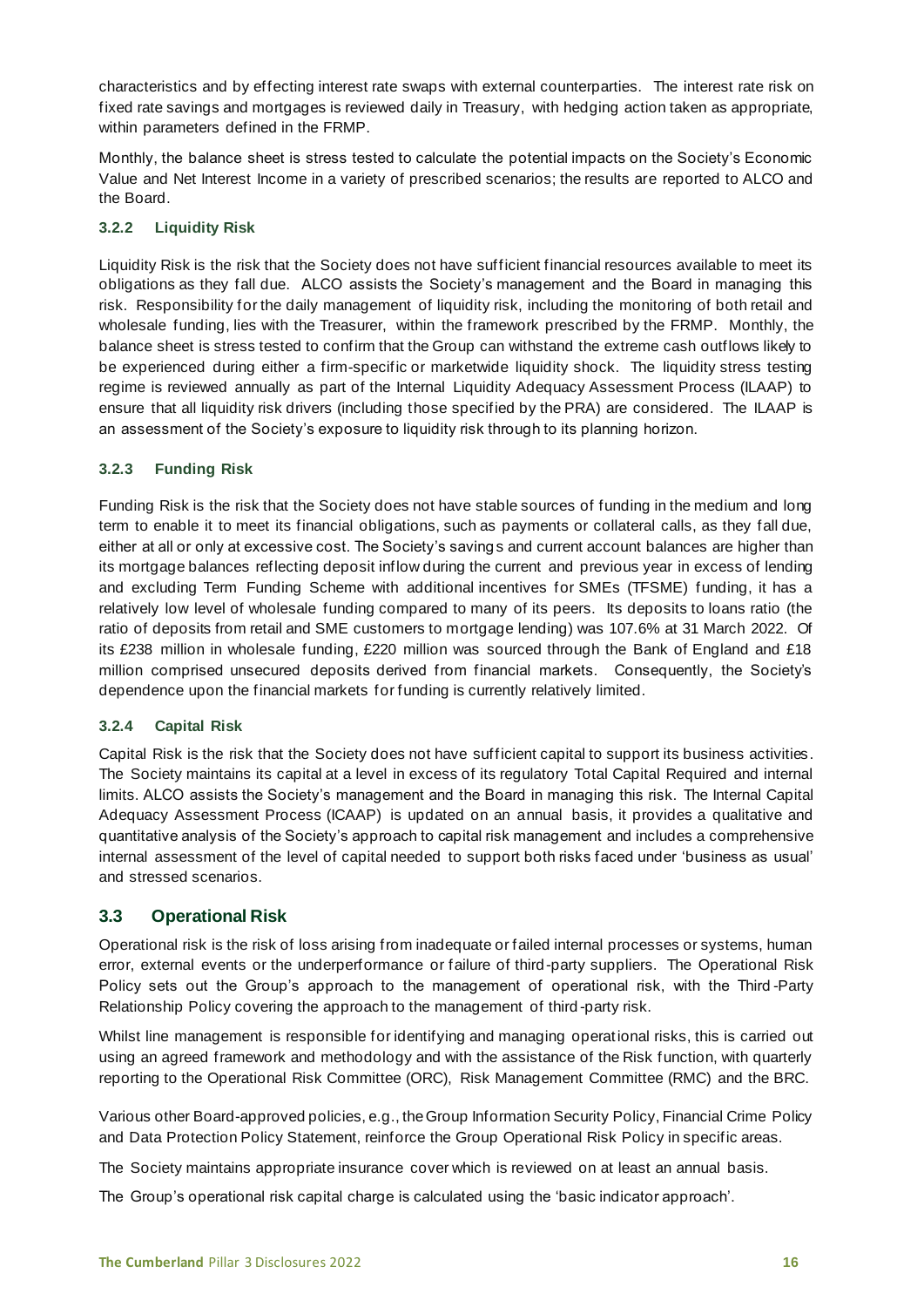characteristics and by effecting interest rate swaps with external counterparties. The interest rate risk on fixed rate savings and mortgages is reviewed daily in Treasury, with hedging action taken as appropriate, within parameters defined in the FRMP.

Monthly, the balance sheet is stress tested to calculate the potential impacts on the Society's Economic Value and Net Interest Income in a variety of prescribed scenarios; the results are reported to ALCO and the Board.

### 3.2.2 Liquidity Risk

Liquidity Risk is the risk that the Society does not have sufficient financial resources available to meet its obligations as they fall due. ALCO assists the Society's management and the Board in managing this risk. Responsibility for the daily management of liquidity risk, including the monitoring of both retail and wholesale funding, lies with the Treasurer, within the framework prescribed by the FRMP. Monthly, the balance sheet is stress tested to confirm that the Group can withstand the extreme cash outflows likely to be experienced during either a firm-specific or marketwide liquidity shock. The liquidity stress testing regime is reviewed annually as part of the Internal Liquidity Adequacy Assessment Process (ILAAP) to ensure that all liquidity risk drivers (including those specified by the PRA) are considered. The ILAAP is an assessment of the Society's exposure to liquidity risk through to its planning horizon.

### 3.2.3 Funding Risk

Funding Risk is the risk that the Society does not have stable sources of funding in the medium and long term to enable it to meet its financial obligations, such as payments or collateral calls, as they fall due, either at all or only at excessive cost. The Society's savings and current account balances are higher than its mortgage balances reflecting deposit inflow during the current and previous year in excess of lending and excluding Term Funding Scheme with additional incentives for SMEs (TFSME) funding, it has a relatively low level of wholesale funding compared to many of its peers. Its deposits to loans ratio (the ratio of deposits from retail and SME customers to mortgage lending) was 107.6% at 31 March 2022. Of its £238 million in wholesale funding, £220 million was sourced through the Bank of England and £18 million comprised unsecured deposits derived from financial markets. Consequently, the Society's dependence upon the financial markets for funding is currently relatively limited.

### 3.2.4 Capital Risk

Capital Risk is the risk that the Society does not have sufficient capital to support its business activities. The Society maintains its capital at a level in excess of its regulatory Total Capital Required and internal limits. ALCO assists the Society's management and the Board in managing this risk. The Internal Capital Adequacy Assessment Process (ICAAP) is updated on an annual basis, it provides a qualitative and quantitative analysis of the Society's approach to capital risk management and includes a comprehensive internal assessment of the level of capital needed to support both risks faced under 'business as usual' and stressed scenarios.

## 3.3 Operational Risk

Operational risk is the risk of loss arising from inadequate or failed internal processes or systems, human error, external events or the underperformance or failure of third-party suppliers. The Operational Risk Policy sets out the Group's approach to the management of operational risk, with the Third-Party Relationship Policy covering the approach to the management of third-party risk.

Whilst line management is responsible for identifying and managing operational risks, this is carried out using an agreed framework and methodology and with the assistance of the Risk function, with quarterly reporting to the Operational Risk Committee (ORC), Risk Management Committee (RMC) and the BRC.

Various other Board-approved policies, e.g., the Group Information Security Policy, Financial Crime Policy and Data Protection Policy Statement, reinforce the Group Operational Risk Policy in specific areas.

The Society maintains appropriate insurance cover which is reviewed on at least an annual basis.

The Group's operational risk capital charge is calculated using the 'basic indicator approach'.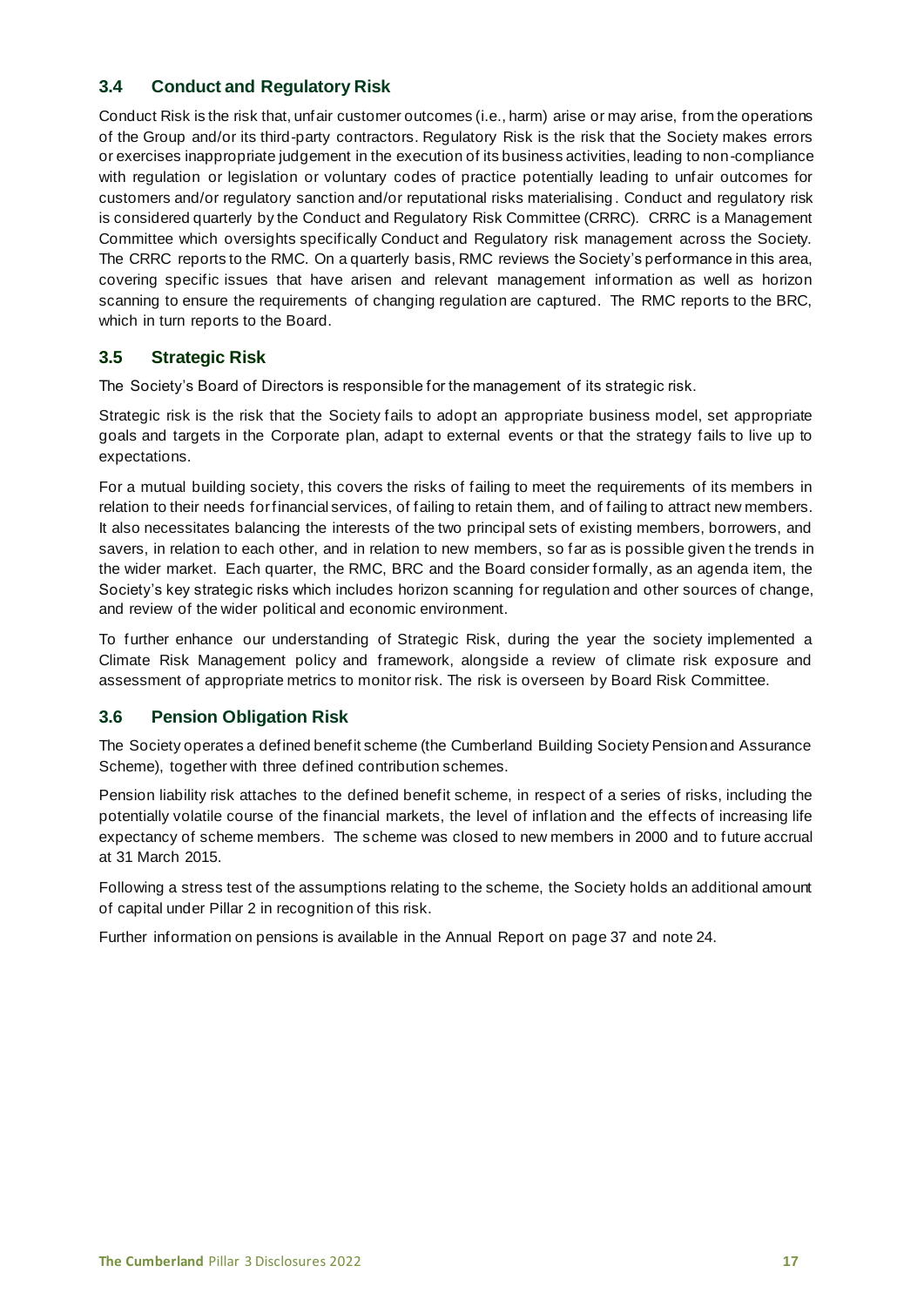## 3.4 Conduct and Regulatory Risk

Conduct Risk is the risk that, unfair customer outcomes (i.e., harm) arise or may arise, from the operations of the Group and/or its third-party contractors. Regulatory Risk is the risk that the Society makes errors or exercises inappropriate judgement in the execution of its business activities, leading to non-compliance with regulation or legislation or voluntary codes of practice potentially leading to unfair outcomes for customers and/or regulatory sanction and/or reputational risks materialising. Conduct and regulatory risk is considered quarterly by the Conduct and Regulatory Risk Committee (CRRC). CRRC is a Management Committee which oversights specifically Conduct and Regulatory risk management across the Society. The CRRC reports to the RMC. On a quarterly basis, RMC reviews the Society's performance in this area, covering specific issues that have arisen and relevant management information as well as horizon scanning to ensure the requirements of changing regulation are captured. The RMC reports to the BRC, which in turn reports to the Board.

## 3.5 Strategic Risk

The Society's Board of Directors is responsible for the management of its strategic risk.

Strategic risk is the risk that the Society fails to adopt an appropriate business model, set appropriate goals and targets in the Corporate plan, adapt to external events or that the strategy fails to live up to expectations.

For a mutual building society, this covers the risks of failing to meet the requirements of its members in relation to their needs for financial services, of failing to retain them, and of failing to attract new members. It also necessitates balancing the interests of the two principal sets of existing members, borrowers, and savers, in relation to each other, and in relation to new members, so far as is possible given the trends in the wider market. Each quarter, the RMC, BRC and the Board consider formally, as an agenda item, the Society's key strategic risks which includes horizon scanning for regulation and other sources of change, and review of the wider political and economic environment.

To further enhance our understanding of Strategic Risk, during the year the society implemented a Climate Risk Management policy and framework, alongside a review of climate risk exposure and assessment of appropriate metrics to monitor risk. The risk is overseen by Board Risk Committee.

## 3.6 Pension Obligation Risk

The Society operates a defined benefit scheme (the Cumberland Building Society Pension and Assurance Scheme), together with three defined contribution schemes.

Pension liability risk attaches to the defined benefit scheme, in respect of a series of risks, including the potentially volatile course of the financial markets, the level of inflation and the effects of increasing life expectancy of scheme members. The scheme was closed to new members in 2000 and to future accrual at 31 March 2015.

Following a stress test of the assumptions relating to the scheme, the Society holds an additional amount of capital under Pillar 2 in recognition of this risk.

Further information on pensions is available in the Annual Report on page 37 and note 24.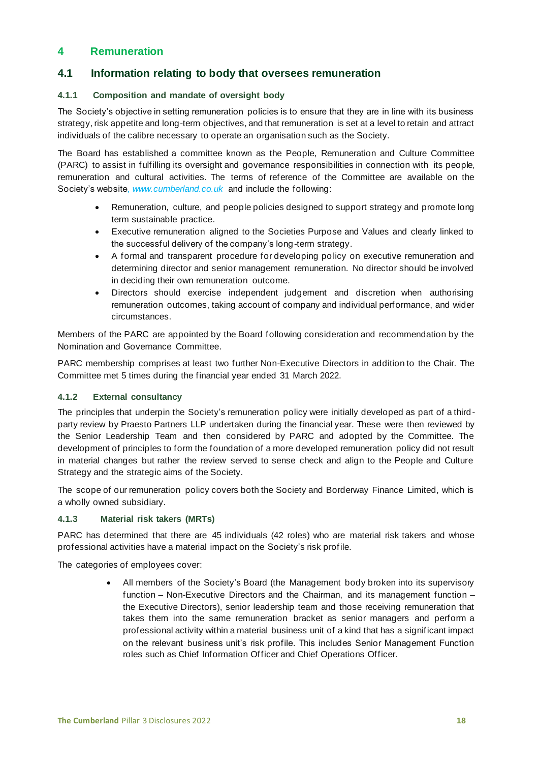# 4 Remuneration

## 4.1 Information relating to body that oversees remuneration

### 4.1.1 Composition and mandate of oversight body

The Society's objective in setting remuneration policies is to ensure that they are in line with its business strategy, risk appetite and long-term objectives, and that remuneration is set at a level to retain and attract individuals of the calibre necessary to operate an organisation such as the Society.

The Board has established a committee known as the People, Remuneration and Culture Committee (PARC) to assist in fulfilling its oversight and governance responsibilities in connection with its people, remuneration and cultural activities. The terms of reference of the Committee are available on the Society's website, *www.cumberland.co.uk* and include the following:

- Remuneration, culture, and people policies designed to support strategy and promote long term sustainable practice.
- Executive remuneration aligned to the Societies Purpose and Values and clearly linked to the successful delivery of the company's long-term strategy.
- A formal and transparent procedure for developing policy on executive remuneration and determining director and senior management remuneration. No director should be involved in deciding their own remuneration outcome.
- Directors should exercise independent judgement and discretion when authorising remuneration outcomes, taking account of company and individual performance, and wider circumstances.

Members of the PARC are appointed by the Board following consideration and recommendation by the Nomination and Governance Committee.

PARC membership comprises at least two further Non-Executive Directors in addition to the Chair. The Committee met 5 times during the financial year ended 31 March 2022.

### 4.1.2 External consultancy

The principles that underpin the Society's remuneration policy were initially developed as part of a third-party review by Praesto Partners LLP undertaken during the financial year. These were then reviewed by the Senior Leadership Team and then considered by PARC and adopted by the Committee. The development of principles to form the foundation of a more developed remuneration policy did not result in material changes but rather the review served to sense check and align to the People and Culture Strategy and the strategic aims of the Society.

The scope of our remuneration policy covers both the Society and Borderway Finance Limited, which is a wholly owned subsidiary.

### 4.1.3 Material risk takers (MRTs)

PARC has determined that there are 45 individuals (42 roles) who are material risk takers and whose professional activities have a material impact on the Society's risk profile.

The categories of employees cover:

- All members of the Society's Board (the Management body broken into its supervisory function – Non-Executive Directors and the Chairman, and its management function – the Executive Directors), senior leadership team and those receiving remuneration that takes them into the same remuneration bracket as senior managers and perform a professional activity within a material business unit of a kind that has a significant impact on the relevant business unit's risk profile. This includes Senior Management Function roles such as Chief Information Officer and Chief Operations Officer.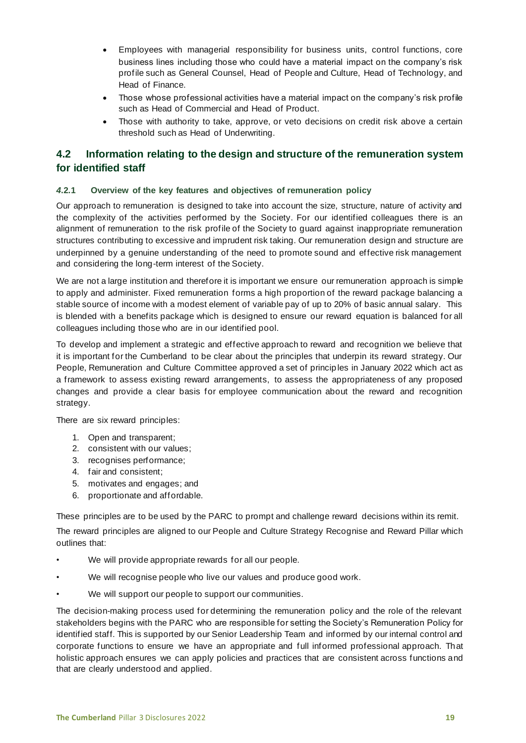- Employees with managerial responsibility for business units, control functions, core business lines including those who could have a material impact on the company's risk profile such as General Counsel, Head of People and Culture, Head of Technology, and Head of Finance.
- Those whose professional activities have a material impact on the company's risk profile such as Head of Commercial and Head of Product.
- Those with authority to take, approve, or veto decisions on credit risk above a certain threshold such as Head of Underwriting.

## 4.2 Information relating to the design and structure of the remuneration system for identified staff

### 4.2.1 Overview of the key features and objectives of remuneration policy

Our approach to remuneration is designed to take into account the size, structure, nature of activity and the complexity of the activities performed by the Society. For our identified colleagues there is an alignment of remuneration to the risk profile of the Society to guard against inappropriate remuneration structures contributing to excessive and imprudent risk taking. Our remuneration design and structure are underpinned by a genuine understanding of the need to promote sound and effective risk management and considering the long-term interest of the Society.

We are not a large institution and therefore it is important we ensure our remuneration approach is simple to apply and administer. Fixed remuneration forms a high proportion of the reward package balancing a stable source of income with a modest element of variable pay of up to 20% of basic annual salary. This is blended with a benefits package which is designed to ensure our reward equation is balanced for all colleagues including those who are in our identified pool.

To develop and implement a strategic and effective approach to reward and recognition we believe that it is important for the Cumberland to be clear about the principles that underpin its reward strategy. Our People, Remuneration and Culture Committee approved a set of principles in January 2022 which act as a framework to assess existing reward arrangements, to assess the appropriateness of any proposed changes and provide a clear basis for employee communication about the reward and recognition strategy.

There are six reward principles:

1. Open and transparent;
2. consistent with our values;
3. recognises performance;
4. fair and consistent;
5. motivates and engages; and
6. proportionate and affordable.

These principles are to be used by the PARC to prompt and challenge reward decisions within its remit.

The reward principles are aligned to our People and Culture Strategy Recognise and Reward Pillar which outlines that:

- We will provide appropriate rewards for all our people.
- We will recognise people who live our values and produce good work.
- We will support our people to support our communities.

The decision-making process used for determining the remuneration policy and the role of the relevant stakeholders begins with the PARC who are responsible for setting the Society's Remuneration Policy for identified staff. This is supported by our Senior Leadership Team and informed by our internal control and corporate functions to ensure we have an appropriate and full informed professional approach. That holistic approach ensures we can apply policies and practices that are consistent across functions and that are clearly understood and applied.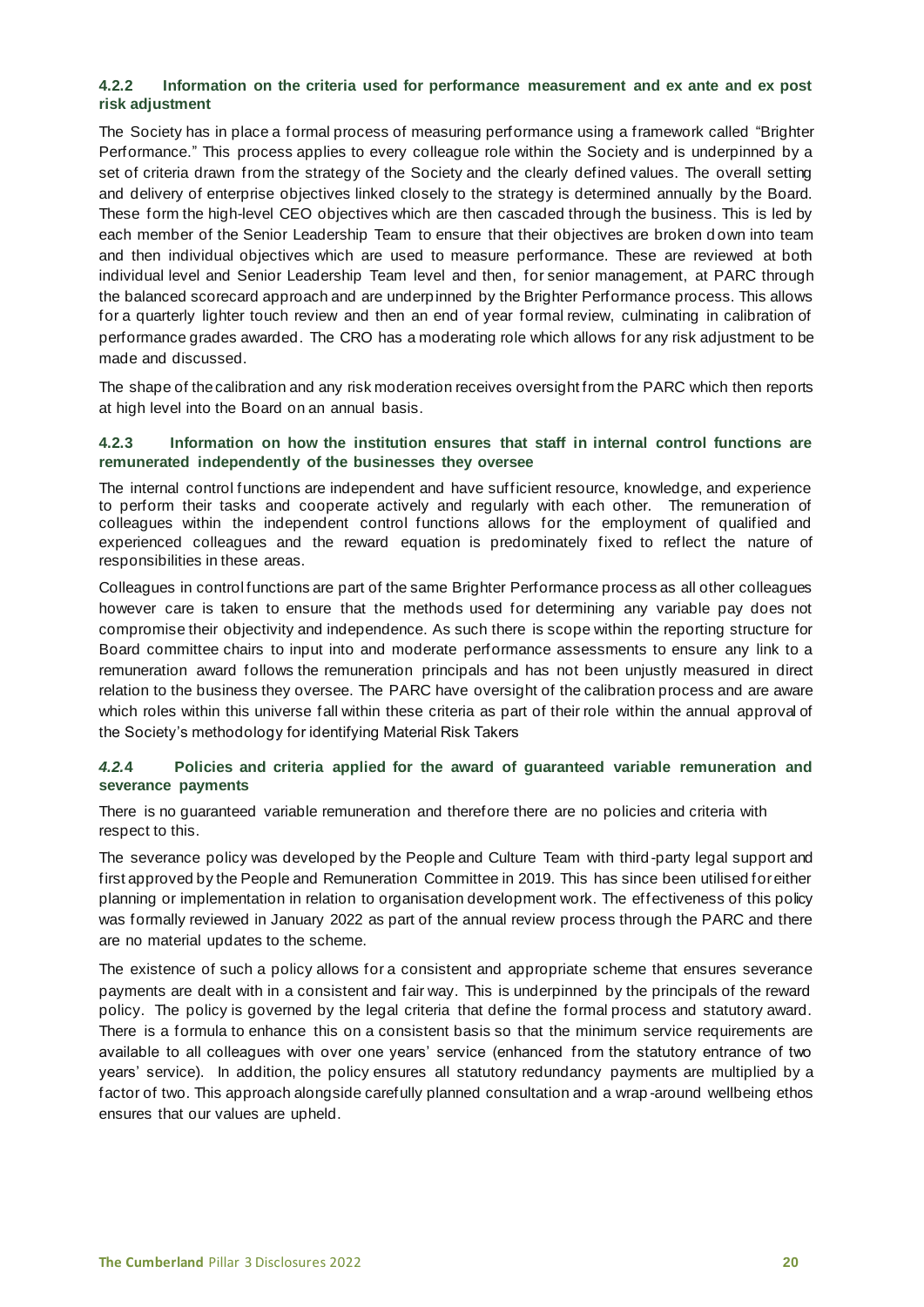#### 4.2.2 Information on the criteria used for performance measurement and ex ante and ex post risk adjustment

The Society has in place a formal process of measuring performance using a framework called "Brighter Performance." This process applies to every colleague role within the Society and is underpinned by a set of criteria drawn from the strategy of the Society and the clearly defined values. The overall setting and delivery of enterprise objectives linked closely to the strategy is determined annually by the Board. These form the high-level CEO objectives which are then cascaded through the business. This is led by each member of the Senior Leadership Team to ensure that their objectives are broken down into team and then individual objectives which are used to measure performance. These are reviewed at both individual level and Senior Leadership Team level and then, for senior management, at PARC through the balanced scorecard approach and are underpinned by the Brighter Performance process. This allows for a quarterly lighter touch review and then an end of year formal review, culminating in calibration of performance grades awarded. The CRO has a moderating role which allows for any risk adjustment to be made and discussed.

The shape of the calibration and any risk moderation receives oversight from the PARC which then reports at high level into the Board on an annual basis.

#### 4.2.3 Information on how the institution ensures that staff in internal control functions are remunerated independently of the businesses they oversee

The internal control functions are independent and have sufficient resource, knowledge, and experience to perform their tasks and cooperate actively and regularly with each other. The remuneration of colleagues within the independent control functions allows for the employment of qualified and experienced colleagues and the reward equation is predominately fixed to reflect the nature of responsibilities in these areas.

Colleagues in control functions are part of the same Brighter Performance process as all other colleagues however care is taken to ensure that the methods used for determining any variable pay does not compromise their objectivity and independence. As such there is scope within the reporting structure for Board committee chairs to input into and moderate performance assessments to ensure any link to a remuneration award follows the remuneration principals and has not been unjustly measured in direct relation to the business they oversee. The PARC have oversight of the calibration process and are aware which roles within this universe fall within these criteria as part of their role within the annual approval of the Society's methodology for identifying Material Risk Takers

#### *4.2.*4 Policies and criteria applied for the award of guaranteed variable remuneration and severance payments

There is no guaranteed variable remuneration and therefore there are no policies and criteria with respect to this.

The severance policy was developed by the People and Culture Team with third-party legal support and first approved by the People and Remuneration Committee in 2019. This has since been utilised for either planning or implementation in relation to organisation development work. The effectiveness of this policy was formally reviewed in January 2022 as part of the annual review process through the PARC and there are no material updates to the scheme.

The existence of such a policy allows for a consistent and appropriate scheme that ensures severance payments are dealt with in a consistent and fair way. This is underpinned by the principals of the reward policy. The policy is governed by the legal criteria that define the formal process and statutory award. There is a formula to enhance this on a consistent basis so that the minimum service requirements are available to all colleagues with over one years' service (enhanced from the statutory entrance of two years' service). In addition, the policy ensures all statutory redundancy payments are multiplied by a factor of two. This approach alongside carefully planned consultation and a wrap-around wellbeing ethos ensures that our values are upheld.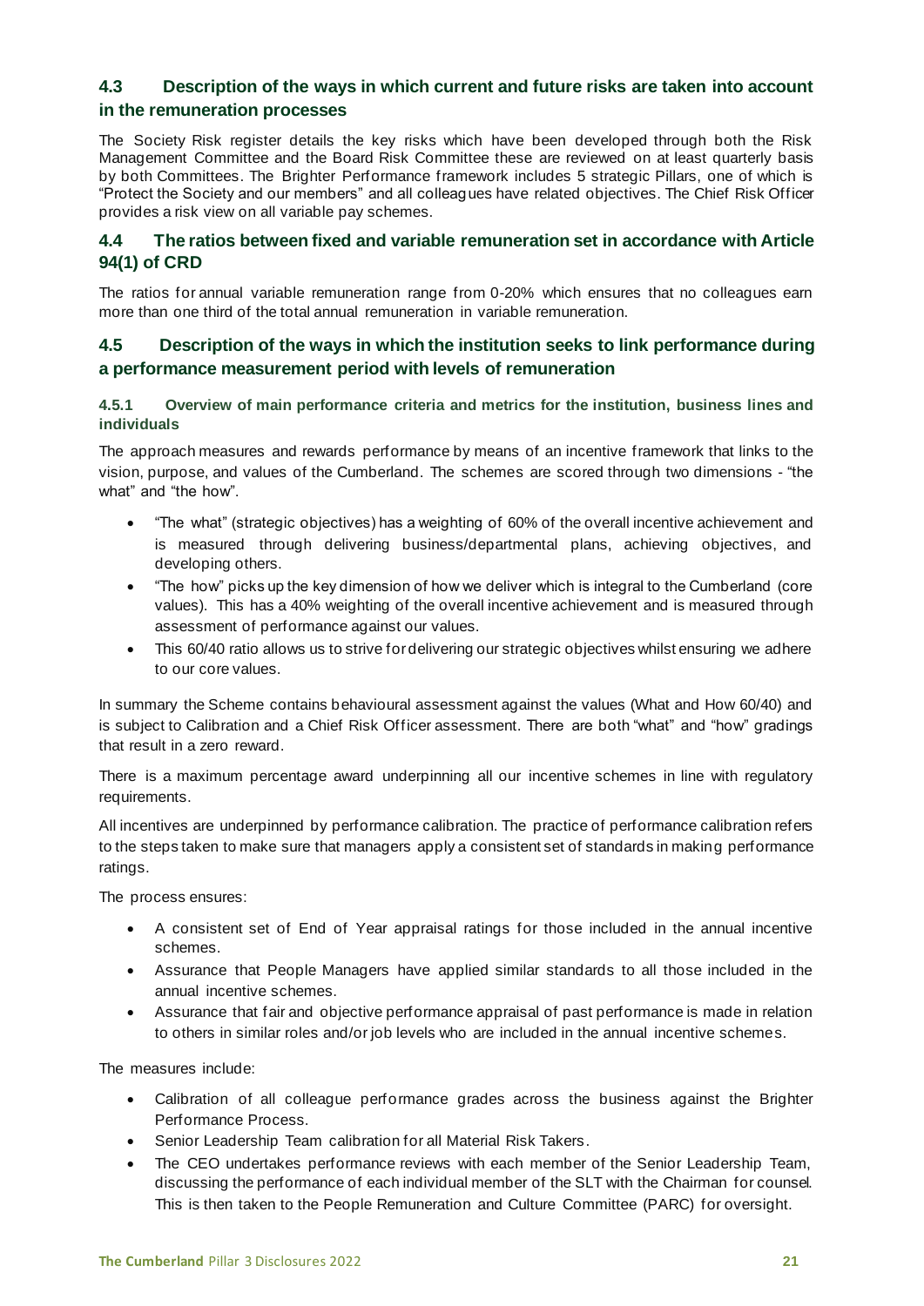## 4.3 Description of the ways in which current and future risks are taken into account in the remuneration processes

The Society Risk register details the key risks which have been developed through both the Risk Management Committee and the Board Risk Committee these are reviewed on at least quarterly basis by both Committees. The Brighter Performance framework includes 5 strategic Pillars, one of which is "Protect the Society and our members" and all colleagues have related objectives. The Chief Risk Officer provides a risk view on all variable pay schemes.

## 4.4 The ratios between fixed and variable remuneration set in accordance with Article 94(1) of CRD

The ratios for annual variable remuneration range from 0-20% which ensures that no colleagues earn more than one third of the total annual remuneration in variable remuneration.

## 4.5 Description of the ways in which the institution seeks to link performance during a performance measurement period with levels of remuneration

### 4.5.1 Overview of main performance criteria and metrics for the institution, business lines and individuals

The approach measures and rewards performance by means of an incentive framework that links to the vision, purpose, and values of the Cumberland. The schemes are scored through two dimensions - "the what" and "the how".

- "The what" (strategic objectives) has a weighting of 60% of the overall incentive achievement and is measured through delivering business/departmental plans, achieving objectives, and developing others.
- "The how" picks up the key dimension of how we deliver which is integral to the Cumberland (core values). This has a 40% weighting of the overall incentive achievement and is measured through assessment of performance against our values.
- This 60/40 ratio allows us to strive for delivering our strategic objectives whilst ensuring we adhere to our core values.

In summary the Scheme contains behavioural assessment against the values (What and How 60/40) and is subject to Calibration and a Chief Risk Officer assessment. There are both "what" and "how" gradings that result in a zero reward.

There is a maximum percentage award underpinning all our incentive schemes in line with regulatory requirements.

All incentives are underpinned by performance calibration. The practice of performance calibration refers to the steps taken to make sure that managers apply a consistent set of standards in making performance ratings.

The process ensures:

- A consistent set of End of Year appraisal ratings for those included in the annual incentive schemes.
- Assurance that People Managers have applied similar standards to all those included in the annual incentive schemes.
- Assurance that fair and objective performance appraisal of past performance is made in relation to others in similar roles and/or job levels who are included in the annual incentive schemes.

The measures include:

- Calibration of all colleague performance grades across the business against the Brighter Performance Process.
- Senior Leadership Team calibration for all Material Risk Takers.
- The CEO undertakes performance reviews with each member of the Senior Leadership Team, discussing the performance of each individual member of the SLT with the Chairman for counsel. This is then taken to the People Remuneration and Culture Committee (PARC) for oversight.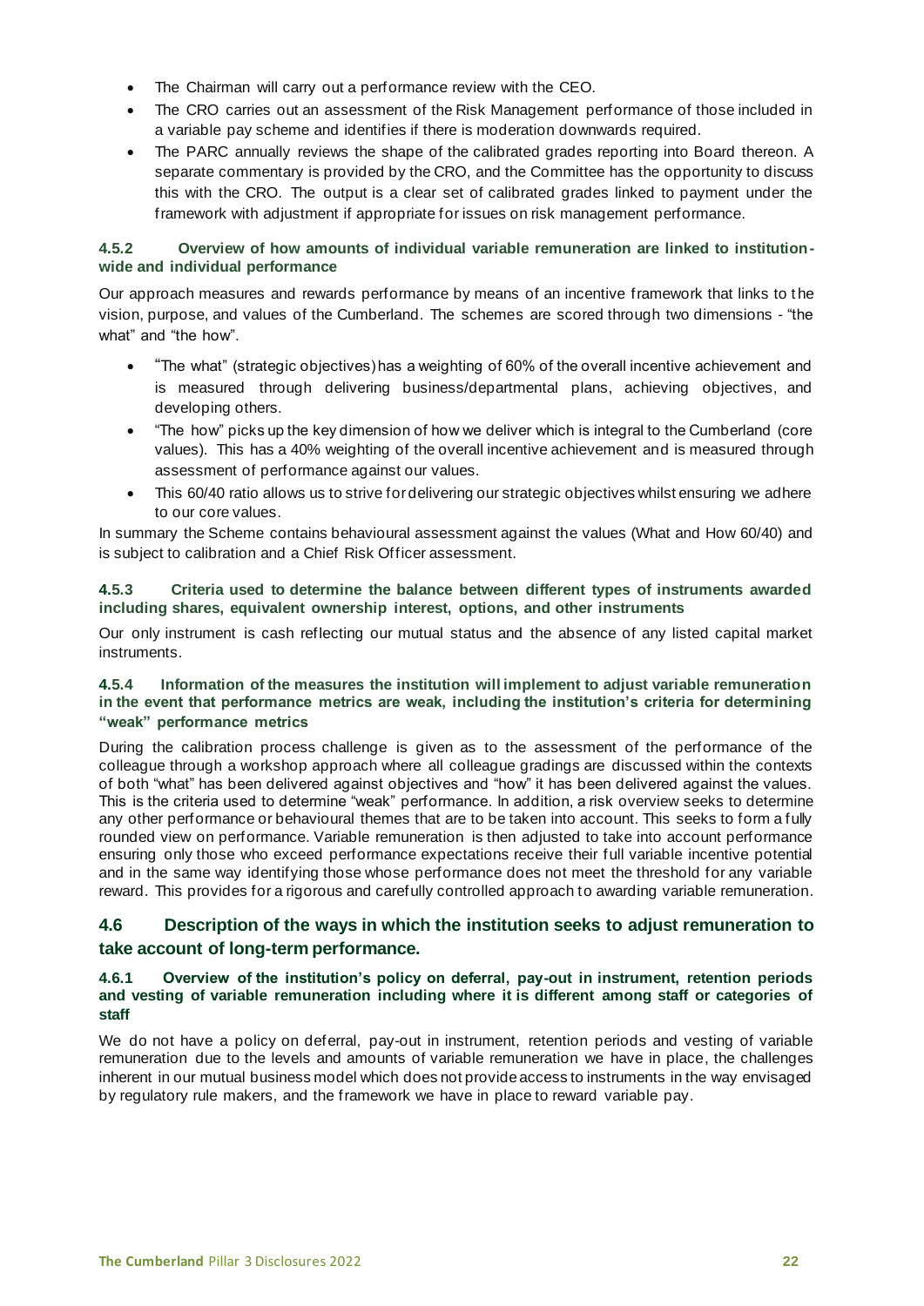- The Chairman will carry out a performance review with the CEO.
- The CRO carries out an assessment of the Risk Management performance of those included in a variable pay scheme and identifies if there is moderation downwards required.
- The PARC annually reviews the shape of the calibrated grades reporting into Board thereon. A separate commentary is provided by the CRO, and the Committee has the opportunity to discuss this with the CRO. The output is a clear set of calibrated grades linked to payment under the framework with adjustment if appropriate for issues on risk management performance.

#### 4.5.2 Overview of how amounts of individual variable remuneration are linked to institution-wide and individual performance

Our approach measures and rewards performance by means of an incentive framework that links to the vision, purpose, and values of the Cumberland. The schemes are scored through two dimensions - "the what" and "the how".

- "The what" (strategic objectives) has a weighting of 60% of the overall incentive achievement and is measured through delivering business/departmental plans, achieving objectives, and developing others.
- "The how" picks up the key dimension of how we deliver which is integral to the Cumberland (core values). This has a 40% weighting of the overall incentive achievement and is measured through assessment of performance against our values.
- This 60/40 ratio allows us to strive for delivering our strategic objectives whilst ensuring we adhere to our core values.

In summary the Scheme contains behavioural assessment against the values (What and How 60/40) and is subject to calibration and a Chief Risk Officer assessment.

#### 4.5.3 Criteria used to determine the balance between different types of instruments awarded including shares, equivalent ownership interest, options, and other instruments

Our only instrument is cash reflecting our mutual status and the absence of any listed capital market instruments.

#### 4.5.4 Information of the measures the institution will implement to adjust variable remuneration in the event that performance metrics are weak, including the institution's criteria for determining "weak" performance metrics

During the calibration process challenge is given as to the assessment of the performance of the colleague through a workshop approach where all colleague gradings are discussed within the contexts of both "what" has been delivered against objectives and "how" it has been delivered against the values. This is the criteria used to determine "weak" performance. In addition, a risk overview seeks to determine any other performance or behavioural themes that are to be taken into account. This seeks to form a fully rounded view on performance. Variable remuneration is then adjusted to take into account performance ensuring only those who exceed performance expectations receive their full variable incentive potential and in the same way identifying those whose performance does not meet the threshold for any variable reward. This provides for a rigorous and carefully controlled approach to awarding variable remuneration.

## 4.6 Description of the ways in which the institution seeks to adjust remuneration to take account of long-term performance.

#### 4.6.1 Overview of the institution's policy on deferral, pay-out in instrument, retention periods and vesting of variable remuneration including where it is different among staff or categories of staff

We do not have a policy on deferral, pay-out in instrument, retention periods and vesting of variable remuneration due to the levels and amounts of variable remuneration we have in place, the challenges inherent in our mutual business model which does not provide access to instruments in the way envisaged by regulatory rule makers, and the framework we have in place to reward variable pay.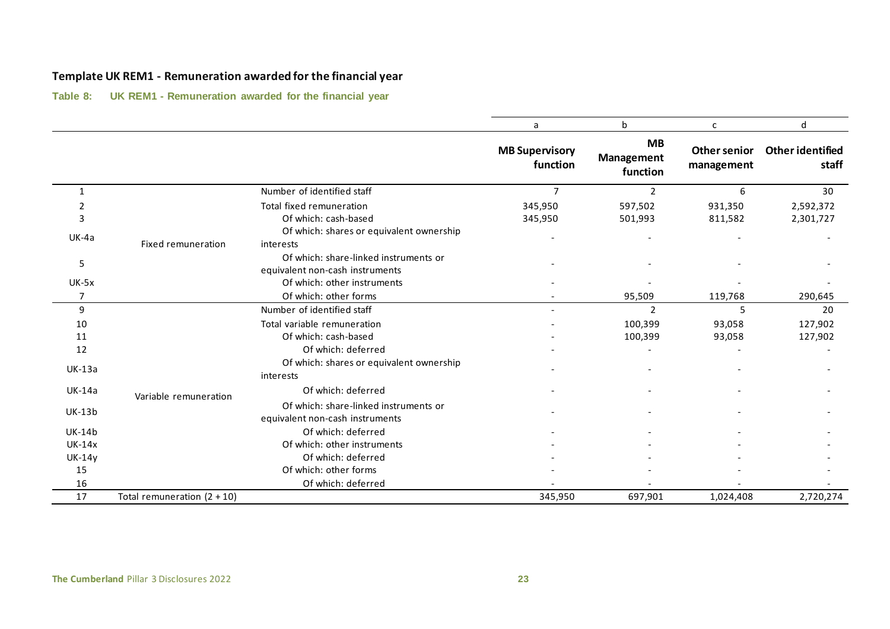## Template UK REM1 - Remuneration awarded for the financial year

**Table 8: UK REM1 - Remuneration awarded for the financial year**

| | | | a | b | c | d |
|---|---|---|---|---|---|---|
| | | | **MB Supervisory function** | **MB Management function** | **Other senior management** | **Other identified staff** |
| 1 | Fixed remuneration | Number of identified staff | 7 | 2 | 6 | 30 |
| 2 | | Total fixed remuneration | 345,950 | 597,502 | 931,350 | 2,592,372 |
| 3 | | Of which: cash-based | 345,950 | 501,993 | 811,582 | 2,301,727 |
| UK-4a | | Of which: shares or equivalent ownership interests | - | - | - | - |
| 5 | | Of which: share-linked instruments or equivalent non-cash instruments | - | - | - | - |
| UK-5x | | Of which: other instruments | - | - | - | - |
| 7 | | Of which: other forms | - | 95,509 | 119,768 | 290,645 |
| 9 | Variable remuneration | Number of identified staff | - | 2 | 5 | 20 |
| 10 | | Total variable remuneration | - | 100,399 | 93,058 | 127,902 |
| 11 | | Of which: cash-based | - | 100,399 | 93,058 | 127,902 |
| 12 | | Of which: deferred | - | - | - | - |
| UK-13a | | Of which: shares or equivalent ownership interests | - | - | - | - |
| UK-14a | | Of which: deferred | - | - | - | - |
| UK-13b | | Of which: share-linked instruments or equivalent non-cash instruments | - | - | - | - |
| UK-14b | | Of which: deferred | - | - | - | - |
| UK-14x | | Of which: other instruments | - | - | - | - |
| UK-14y | | Of which: deferred | - | - | - | - |
| 15 | | Of which: other forms | - | - | - | - |
| 16 | | Of which: deferred | - | - | - | - |
| 17 | Total remuneration (2 + 10) | | 345,950 | 697,901 | 1,024,408 | 2,720,274 |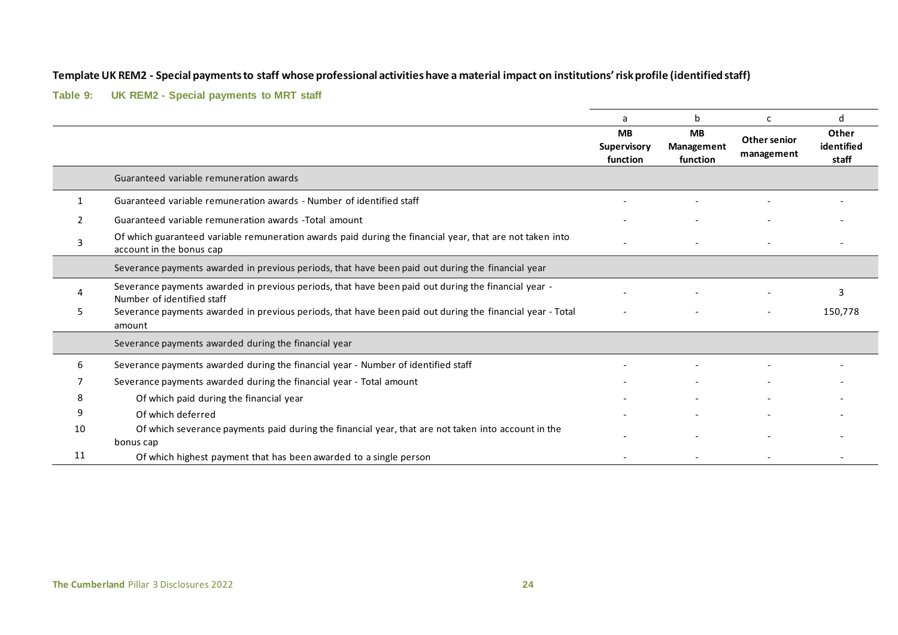**Template UK REM2 - Special payments to staff whose professional activities have a material impact on institutions' risk profile (identified staff)**

**Table 9: UK REM2 - Special payments to MRT staff**

| | | a | b | c | d |
|---|---|---|---|---|---|
| | | **MB Supervisory function** | **MB Management function** | **Other senior management** | **Other identified staff** |
| | Guaranteed variable remuneration awards | | | | |
| 1 | Guaranteed variable remuneration awards - Number of identified staff | - | - | - | - |
| 2 | Guaranteed variable remuneration awards -Total amount | - | - | - | - |
| 3 | Of which guaranteed variable remuneration awards paid during the financial year, that are not taken into account in the bonus cap | - | - | - | - |
| | Severance payments awarded in previous periods, that have been paid out during the financial year | | | | |
| 4 | Severance payments awarded in previous periods, that have been paid out during the financial year - Number of identified staff | - | - | - | 3 |
| 5 | Severance payments awarded in previous periods, that have been paid out during the financial year - Total amount | - | - | - | 150,778 |
| | Severance payments awarded during the financial year | | | | |
| 6 | Severance payments awarded during the financial year - Number of identified staff | - | - | - | - |
| 7 | Severance payments awarded during the financial year - Total amount | - | - | - | - |
| 8 | Of which paid during the financial year | - | - | - | - |
| 9 | Of which deferred | - | - | - | - |
| 10 | Of which severance payments paid during the financial year, that are not taken into account in the bonus cap | - | - | - | - |
| 11 | Of which highest payment that has been awarded to a single person | - | - | - | - |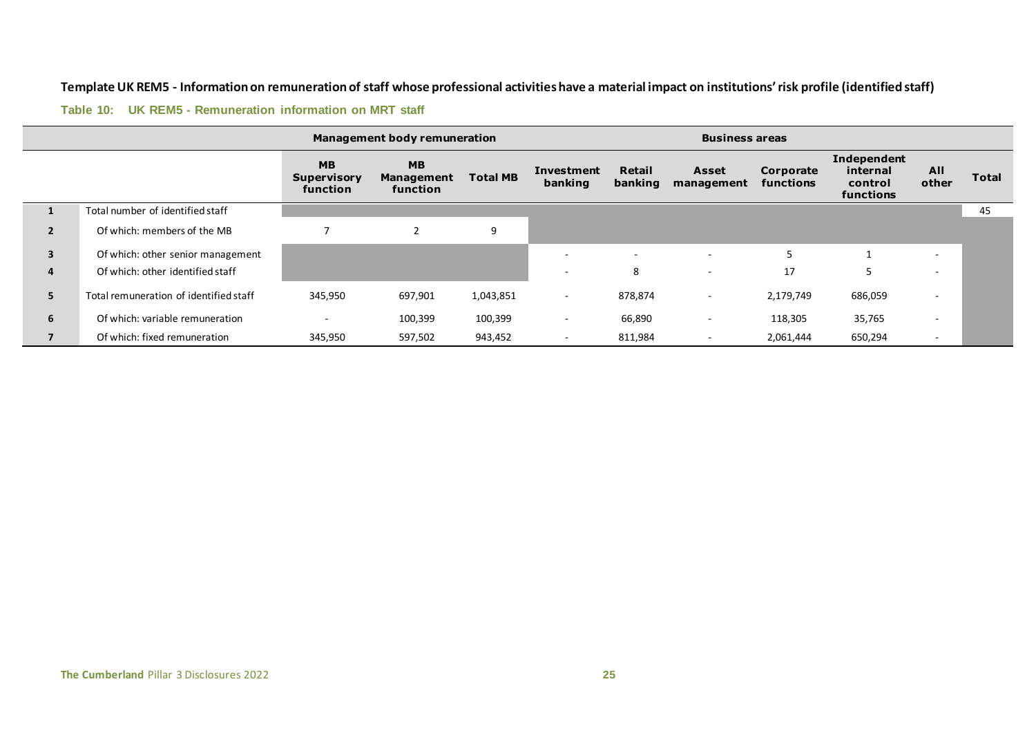**Template UK REM5 - Information on remuneration of staff whose professional activities have a material impact on institutions' risk profile (identified staff)**

**Table 10: UK REM5 - Remuneration information on MRT staff**

| | | Management body remuneration | | | Business areas | | | | | | |
|---|---|---|---|---|---|---|---|---|---|---|---|
| | | MB Supervisory function | MB Management function | Total MB | Investment banking | Retail banking | Asset management | Corporate functions | Independent internal control functions | All other | Total |
| 1 | Total number of identified staff | | | | | | | | | | 45 |
| 2 | Of which: members of the MB | 7 | 2 | 9 | | | | | | | |
| 3 | Of which: other senior management | | | | - | - | - | 5 | 1 | - | |
| 4 | Of which: other identified staff | | | | - | 8 | - | 17 | 5 | - | |
| 5 | Total remuneration of identified staff | 345,950 | 697,901 | 1,043,851 | - | 878,874 | - | 2,179,749 | 686,059 | - | |
| 6 | Of which: variable remuneration | - | 100,399 | 100,399 | - | 66,890 | - | 118,305 | 35,765 | - | |
| 7 | Of which: fixed remuneration | 345,950 | 597,502 | 943,452 | - | 811,984 | - | 2,061,444 | 650,294 | - | |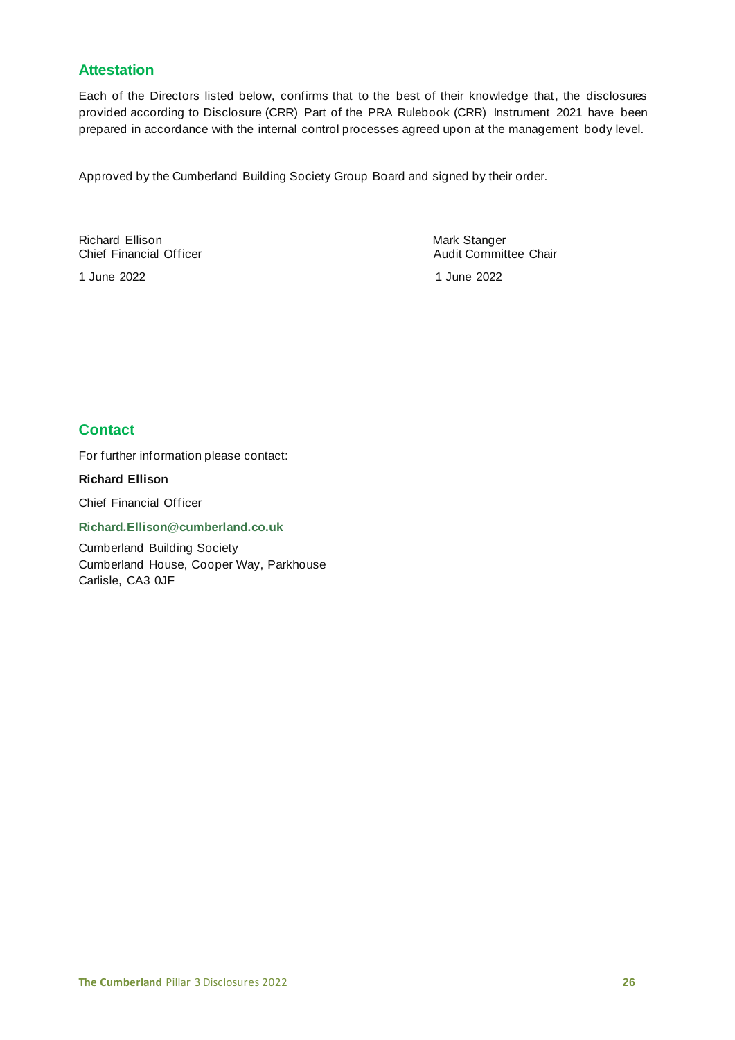## Attestation

Each of the Directors listed below, confirms that to the best of their knowledge that, the disclosures provided according to Disclosure (CRR) Part of the PRA Rulebook (CRR) Instrument 2021 have been prepared in accordance with the internal control processes agreed upon at the management body level.

Approved by the Cumberland Building Society Group Board and signed by their order.

Richard Ellison
Chief Financial Officer

1 June 2022

Mark Stanger
Audit Committee Chair

1 June 2022

## Contact

For further information please contact:

**Richard Ellison**

Chief Financial Officer

**Richard.Ellison@cumberland.co.uk**

Cumberland Building Society
Cumberland House, Cooper Way, Parkhouse
Carlisle, CA3 0JF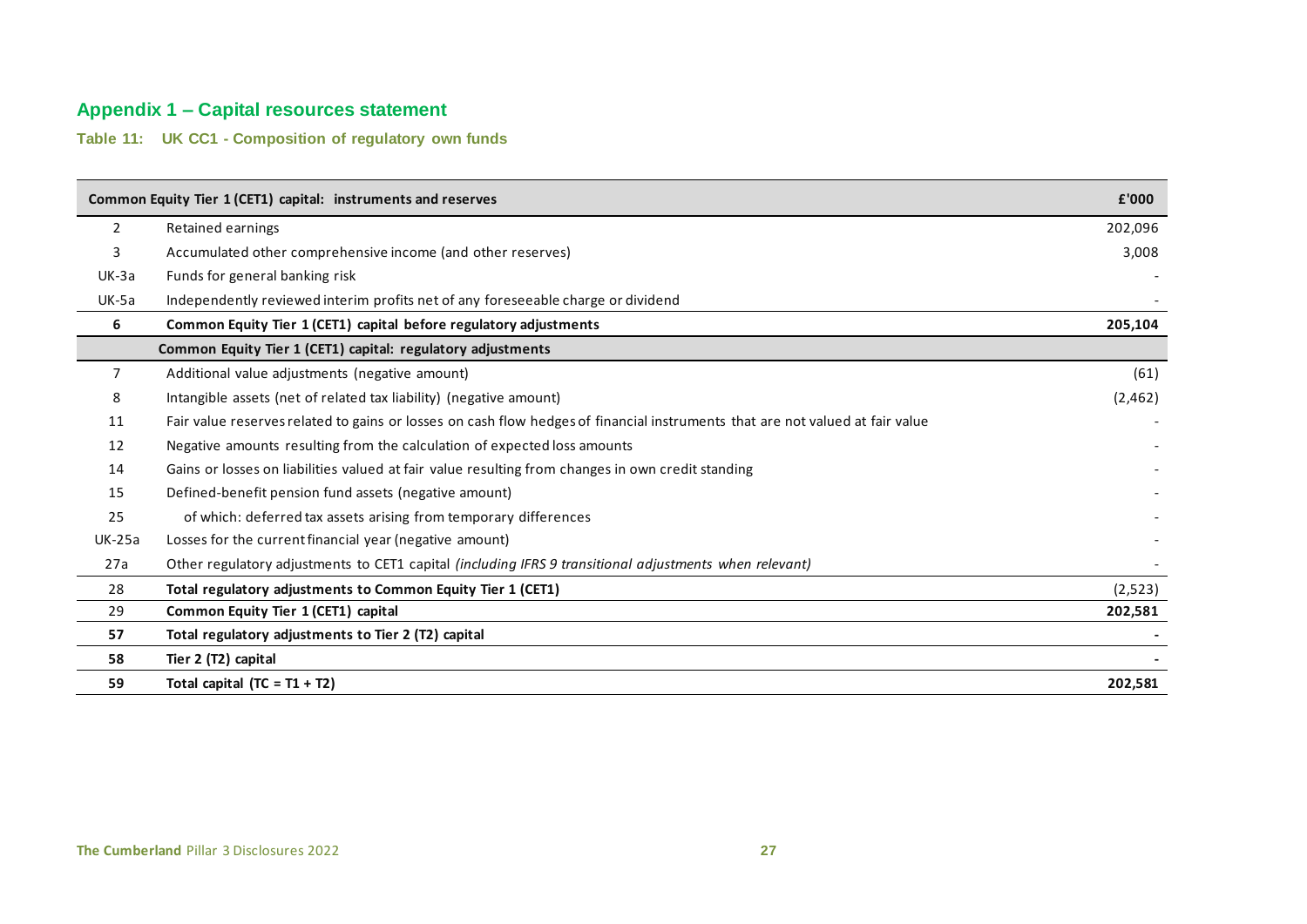## Appendix 1 – Capital resources statement

### Table 11: UK CC1 - Composition of regulatory own funds

| | **Common Equity Tier 1 (CET1) capital: instruments and reserves** | **£'000** |
|---|---|---|
| 2 | Retained earnings | 202,096 |
| 3 | Accumulated other comprehensive income (and other reserves) | 3,008 |
| UK-3a | Funds for general banking risk | - |
| UK-5a | Independently reviewed interim profits net of any foreseeable charge or dividend | - |
| **6** | **Common Equity Tier 1 (CET1) capital before regulatory adjustments** | **205,104** |
| | **Common Equity Tier 1 (CET1) capital: regulatory adjustments** | |
| 7 | Additional value adjustments (negative amount) | (61) |
| 8 | Intangible assets (net of related tax liability) (negative amount) | (2,462) |
| 11 | Fair value reserves related to gains or losses on cash flow hedges of financial instruments that are not valued at fair value | - |
| 12 | Negative amounts resulting from the calculation of expected loss amounts | - |
| 14 | Gains or losses on liabilities valued at fair value resulting from changes in own credit standing | - |
| 15 | Defined-benefit pension fund assets (negative amount) | - |
| 25 | of which: deferred tax assets arising from temporary differences | - |
| UK-25a | Losses for the current financial year (negative amount) | - |
| 27a | Other regulatory adjustments to CET1 capital *(including IFRS 9 transitional adjustments when relevant)* | - |
| 28 | **Total regulatory adjustments to Common Equity Tier 1 (CET1)** | (2,523) |
| 29 | **Common Equity Tier 1 (CET1) capital** | **202,581** |
| **57** | **Total regulatory adjustments to Tier 2 (T2) capital** | **-** |
| **58** | **Tier 2 (T2) capital** | **-** |
| **59** | **Total capital (TC = T1 + T2)** | **202,581** |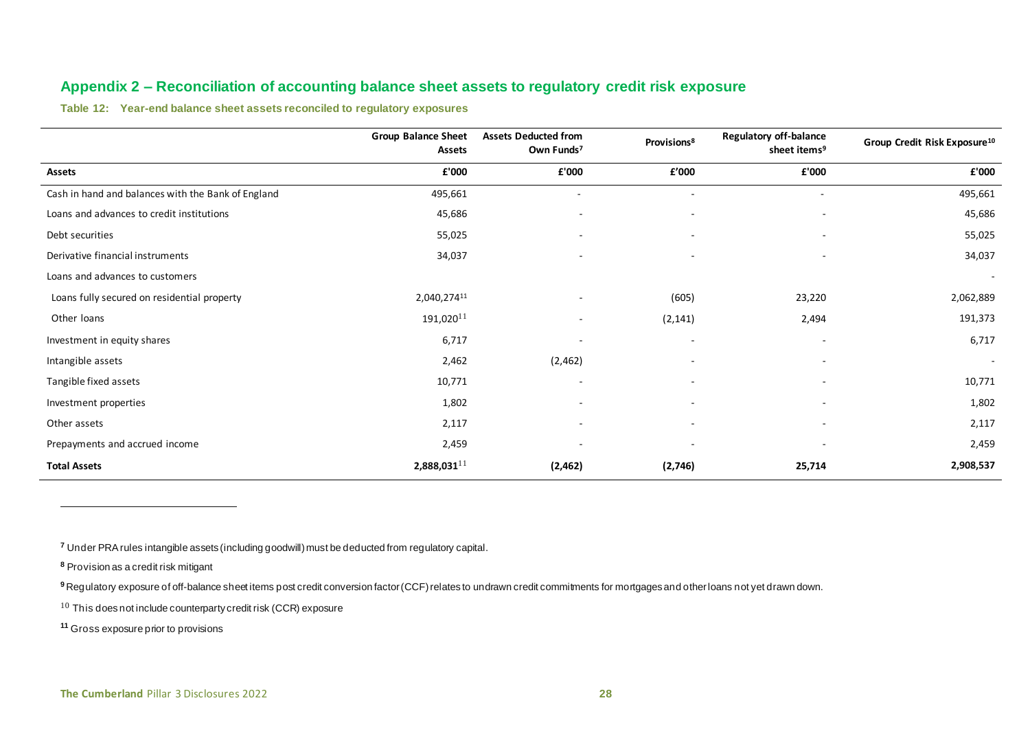## Appendix 2 – Reconciliation of accounting balance sheet assets to regulatory credit risk exposure

**Table 12: Year-end balance sheet assets reconciled to regulatory exposures**

| | Group Balance Sheet Assets | Assets Deducted from Own Funds[7] | Provisions[8] | Regulatory off-balance sheet items[9] | Group Credit Risk Exposure[10] |
|---|---|---|---|---|---|
| **Assets** | **£'000** | **£'000** | **£'000** | **£'000** | **£'000** |
| Cash in hand and balances with the Bank of England | 495,661 | - | - | - | 495,661 |
| Loans and advances to credit institutions | 45,686 | - | - | - | 45,686 |
| Debt securities | 55,025 | - | - | - | 55,025 |
| Derivative financial instruments | 34,037 | - | - | - | 34,037 |
| Loans and advances to customers | | | | | - |
| Loans fully secured on residential property | 2,040,274[11] | - | (605) | 23,220 | 2,062,889 |
| Other loans | 191,020[11] | - | (2,141) | 2,494 | 191,373 |
| Investment in equity shares | 6,717 | - | - | - | 6,717 |
| Intangible assets | 2,462 | (2,462) | - | - | - |
| Tangible fixed assets | 10,771 | - | - | - | 10,771 |
| Investment properties | 1,802 | - | - | - | 1,802 |
| Other assets | 2,117 | - | - | - | 2,117 |
| Prepayments and accrued income | 2,459 | - | - | - | 2,459 |
| **Total Assets** | **2,888,031**[11] | **(2,462)** | **(2,746)** | **25,714** | **2,908,537** |

[7] Under PRA rules intangible assets (including goodwill) must be deducted from regulatory capital.

[8] Provision as a credit risk mitigant

[9] Regulatory exposure of off-balance sheet items post credit conversion factor (CCF) relates to undrawn credit commitments for mortgages and other loans not yet drawn down.

[10] This does not include counterparty credit risk (CCR) exposure

[11] Gross exposure prior to provisions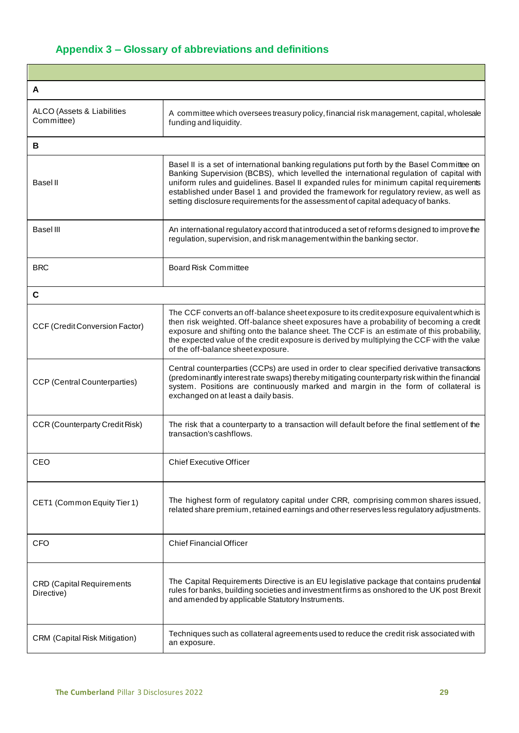## Appendix 3 – Glossary of abbreviations and definitions

| | |
|---|---|
| **A** | |
| ALCO (Assets & Liabilities Committee) | A committee which oversees treasury policy, financial risk management, capital, wholesale funding and liquidity. |
| **B** | |
| Basel II | Basel II is a set of international banking regulations put forth by the Basel Committee on Banking Supervision (BCBS), which levelled the international regulation of capital with uniform rules and guidelines. Basel II expanded rules for minimum capital requirements established under Basel 1 and provided the framework for regulatory review, as well as setting disclosure requirements for the assessment of capital adequacy of banks. |
| Basel III | An international regulatory accord that introduced a set of reforms designed to improve the regulation, supervision, and risk management within the banking sector. |
| BRC | Board Risk Committee |
| **C** | |
| CCF (Credit Conversion Factor) | The CCF converts an off-balance sheet exposure to its credit exposure equivalent which is then risk weighted. Off-balance sheet exposures have a probability of becoming a credit exposure and shifting onto the balance sheet. The CCF is an estimate of this probability, the expected value of the credit exposure is derived by multiplying the CCF with the value of the off-balance sheet exposure. |
| CCP (Central Counterparties) | Central counterparties (CCPs) are used in order to clear specified derivative transactions (predominantly interest rate swaps) thereby mitigating counterparty risk within the financial system. Positions are continuously marked and margin in the form of collateral is exchanged on at least a daily basis. |
| CCR (Counterparty Credit Risk) | The risk that a counterparty to a transaction will default before the final settlement of the transaction's cashflows. |
| CEO | Chief Executive Officer |
| CET1 (Common Equity Tier 1) | The highest form of regulatory capital under CRR, comprising common shares issued, related share premium, retained earnings and other reserves less regulatory adjustments. |
| CFO | Chief Financial Officer |
| CRD (Capital Requirements Directive) | The Capital Requirements Directive is an EU legislative package that contains prudential rules for banks, building societies and investment firms as onshored to the UK post Brexit and amended by applicable Statutory Instruments. |
| CRM (Capital Risk Mitigation) | Techniques such as collateral agreements used to reduce the credit risk associated with an exposure. |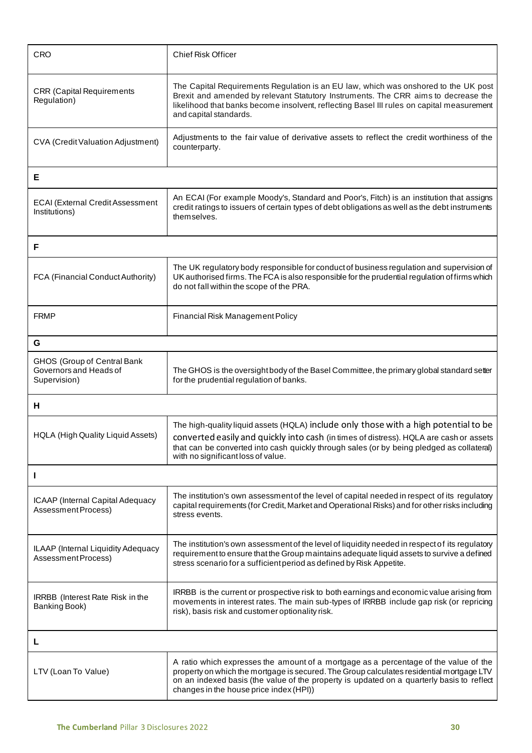| | |
|---|---|
| CRO | Chief Risk Officer |
| CRR (Capital Requirements Regulation) | The Capital Requirements Regulation is an EU law, which was onshored to the UK post Brexit and amended by relevant Statutory Instruments. The CRR aims to decrease the likelihood that banks become insolvent, reflecting Basel III rules on capital measurement and capital standards. |
| CVA (Credit Valuation Adjustment) | Adjustments to the fair value of derivative assets to reflect the credit worthiness of the counterparty. |
| **E** | |
| ECAI (External Credit Assessment Institutions) | An ECAI (For example Moody's, Standard and Poor's, Fitch) is an institution that assigns credit ratings to issuers of certain types of debt obligations as well as the debt instruments themselves. |
| **F** | |
| FCA (Financial Conduct Authority) | The UK regulatory body responsible for conduct of business regulation and supervision of UK authorised firms. The FCA is also responsible for the prudential regulation of firms which do not fall within the scope of the PRA. |
| FRMP | Financial Risk Management Policy |
| **G** | |
| GHOS (Group of Central Bank Governors and Heads of Supervision) | The GHOS is the oversight body of the Basel Committee, the primary global standard setter for the prudential regulation of banks. |
| **H** | |
| HQLA (High Quality Liquid Assets) | The high-quality liquid assets (HQLA) include only those with a high potential to be converted easily and quickly into cash (in times of distress). HQLA are cash or assets that can be converted into cash quickly through sales (or by being pledged as collateral) with no significant loss of value. |
| **I** | |
| ICAAP (Internal Capital Adequacy Assessment Process) | The institution's own assessment of the level of capital needed in respect of its regulatory capital requirements (for Credit, Market and Operational Risks) and for other risks including stress events. |
| ILAAP (Internal Liquidity Adequacy Assessment Process) | The institution's own assessment of the level of liquidity needed in respect of its regulatory requirement to ensure that the Group maintains adequate liquid assets to survive a defined stress scenario for a sufficient period as defined by Risk Appetite. |
| IRRBB (Interest Rate Risk in the Banking Book) | IRRBB is the current or prospective risk to both earnings and economic value arising from movements in interest rates. The main sub-types of IRRBB include gap risk (or repricing risk), basis risk and customer optionality risk. |
| **L** | |
| LTV (Loan To Value) | A ratio which expresses the amount of a mortgage as a percentage of the value of the property on which the mortgage is secured. The Group calculates residential mortgage LTV on an indexed basis (the value of the property is updated on a quarterly basis to reflect changes in the house price index (HPI)) |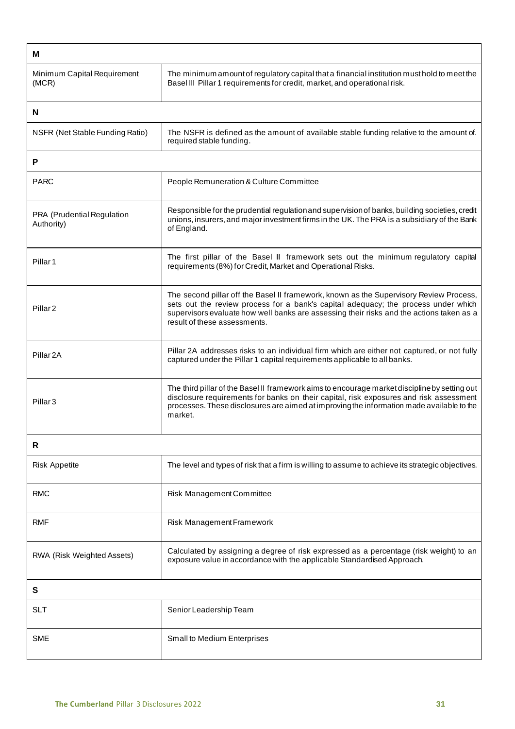| M | |
|---|---|
| Minimum Capital Requirement (MCR) | The minimum amount of regulatory capital that a financial institution must hold to meet the Basel III Pillar 1 requirements for credit, market, and operational risk. |
| **N** | |
| NSFR (Net Stable Funding Ratio) | The NSFR is defined as the amount of available stable funding relative to the amount of. required stable funding. |
| **P** | |
| PARC | People Remuneration & Culture Committee |
| PRA (Prudential Regulation Authority) | Responsible for the prudential regulation and supervision of banks, building societies, credit unions, insurers, and major investment firms in the UK. The PRA is a subsidiary of the Bank of England. |
| Pillar 1 | The first pillar of the Basel II framework sets out the minimum regulatory capital requirements (8%) for Credit, Market and Operational Risks. |
| Pillar 2 | The second pillar off the Basel II framework, known as the Supervisory Review Process, sets out the review process for a bank's capital adequacy; the process under which supervisors evaluate how well banks are assessing their risks and the actions taken as a result of these assessments. |
| Pillar 2A | Pillar 2A addresses risks to an individual firm which are either not captured, or not fully captured under the Pillar 1 capital requirements applicable to all banks. |
| Pillar 3 | The third pillar of the Basel II framework aims to encourage market discipline by setting out disclosure requirements for banks on their capital, risk exposures and risk assessment processes. These disclosures are aimed at improving the information made available to the market. |
| **R** | |
| Risk Appetite | The level and types of risk that a firm is willing to assume to achieve its strategic objectives. |
| RMC | Risk Management Committee |
| RMF | Risk Management Framework |
| RWA (Risk Weighted Assets) | Calculated by assigning a degree of risk expressed as a percentage (risk weight) to an exposure value in accordance with the applicable Standardised Approach. |
| **S** | |
| SLT | Senior Leadership Team |
| SME | Small to Medium Enterprises |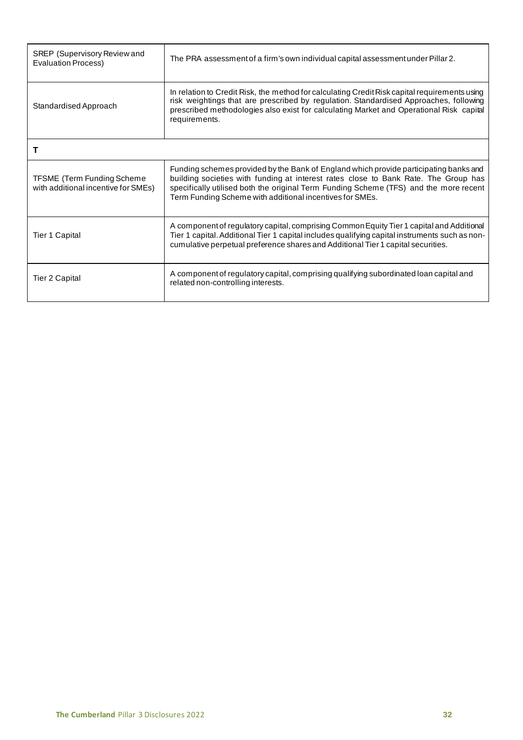| | |
|---|---|
| SREP (Supervisory Review and Evaluation Process) | The PRA assessment of a firm's own individual capital assessment under Pillar 2. |
| Standardised Approach | In relation to Credit Risk, the method for calculating Credit Risk capital requirements using risk weightings that are prescribed by regulation. Standardised Approaches, following prescribed methodologies also exist for calculating Market and Operational Risk capital requirements. |
| **T** | |
| TFSME (Term Funding Scheme with additional incentive for SMEs) | Funding schemes provided by the Bank of England which provide participating banks and building societies with funding at interest rates close to Bank Rate. The Group has specifically utilised both the original Term Funding Scheme (TFS) and the more recent Term Funding Scheme with additional incentives for SMEs. |
| Tier 1 Capital | A component of regulatory capital, comprising Common Equity Tier 1 capital and Additional Tier 1 capital. Additional Tier 1 capital includes qualifying capital instruments such as non-cumulative perpetual preference shares and Additional Tier 1 capital securities. |
| Tier 2 Capital | A component of regulatory capital, comprising qualifying subordinated loan capital and related non-controlling interests. |